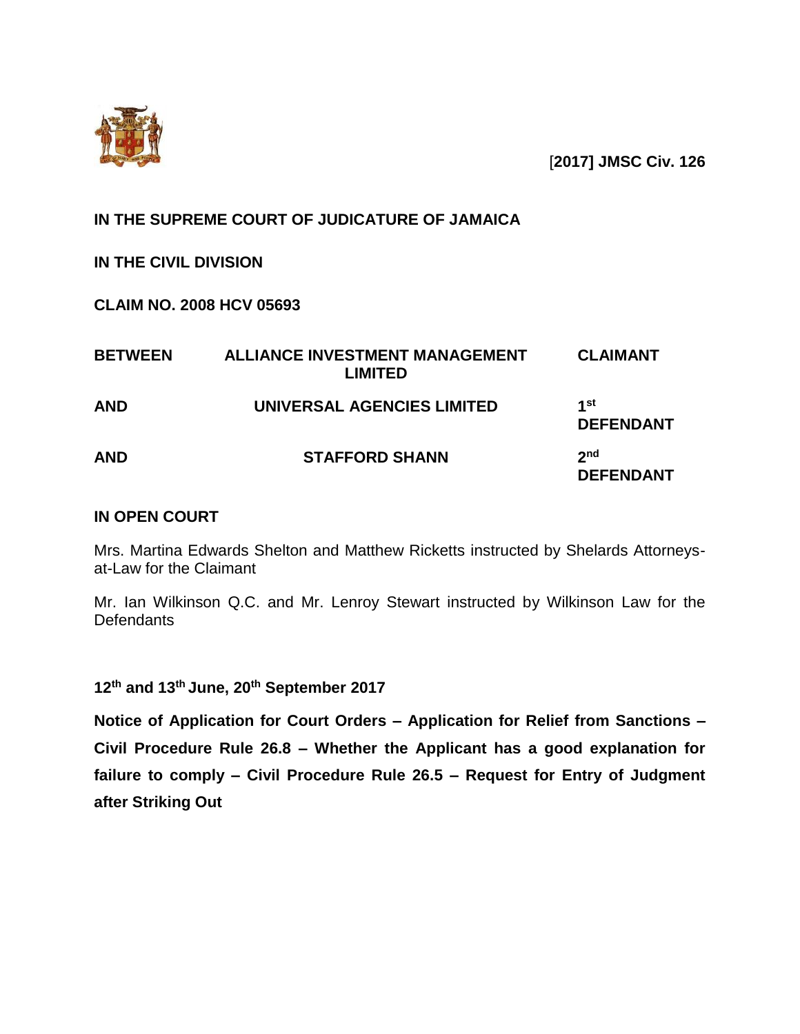[**2017] JMSC Civ. 126**

**IN THE SUPREME COURT OF JUDICATURE OF JAMAICA**

**IN THE CIVIL DIVISION**

**CLAIM NO. 2008 HCV 05693**

| | | |
|---|---|---|
| **BETWEEN** | **ALLIANCE INVESTMENT MANAGEMENT LIMITED** | **CLAIMANT** |
| **AND** | **UNIVERSAL AGENCIES LIMITED** | **1st DEFENDANT** |
| **AND** | **STAFFORD SHANN** | **2nd DEFENDANT** |

**IN OPEN COURT**

Mrs. Martina Edwards Shelton and Matthew Ricketts instructed by Shelards Attorneys-at-Law for the Claimant

Mr. Ian Wilkinson Q.C. and Mr. Lenroy Stewart instructed by Wilkinson Law for the Defendants

**12th and 13th June, 20th September 2017**

**Notice of Application for Court Orders – Application for Relief from Sanctions – Civil Procedure Rule 26.8 – Whether the Applicant has a good explanation for failure to comply – Civil Procedure Rule 26.5 – Request for Entry of Judgment after Striking Out**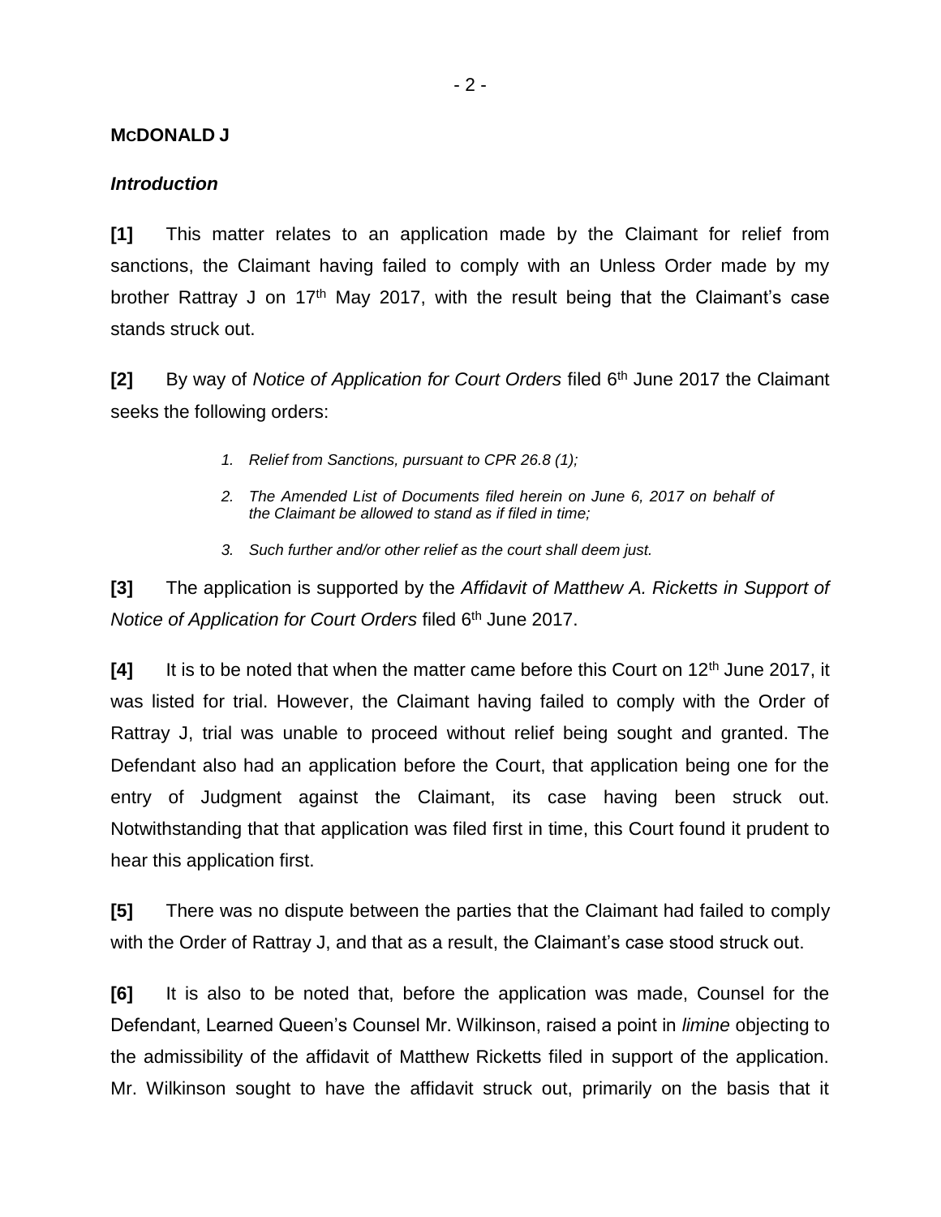**McDONALD J**

***Introduction***

**[1]** This matter relates to an application made by the Claimant for relief from sanctions, the Claimant having failed to comply with an Unless Order made by my brother Rattray J on 17th May 2017, with the result being that the Claimant's case stands struck out.

**[2]** By way of *Notice of Application for Court Orders* filed 6th June 2017 the Claimant seeks the following orders:

> 1. *Relief from Sanctions, pursuant to CPR 26.8 (1);*
> 2. *The Amended List of Documents filed herein on June 6, 2017 on behalf of the Claimant be allowed to stand as if filed in time;*
> 3. *Such further and/or other relief as the court shall deem just.*

**[3]** The application is supported by the *Affidavit of Matthew A. Ricketts in Support of Notice of Application for Court Orders* filed 6th June 2017.

**[4]** It is to be noted that when the matter came before this Court on 12th June 2017, it was listed for trial. However, the Claimant having failed to comply with the Order of Rattray J, trial was unable to proceed without relief being sought and granted. The Defendant also had an application before the Court, that application being one for the entry of Judgment against the Claimant, its case having been struck out. Notwithstanding that that application was filed first in time, this Court found it prudent to hear this application first.

**[5]** There was no dispute between the parties that the Claimant had failed to comply with the Order of Rattray J, and that as a result, the Claimant's case stood struck out.

**[6]** It is also to be noted that, before the application was made, Counsel for the Defendant, Learned Queen's Counsel Mr. Wilkinson, raised a point in *limine* objecting to the admissibility of the affidavit of Matthew Ricketts filed in support of the application. Mr. Wilkinson sought to have the affidavit struck out, primarily on the basis that it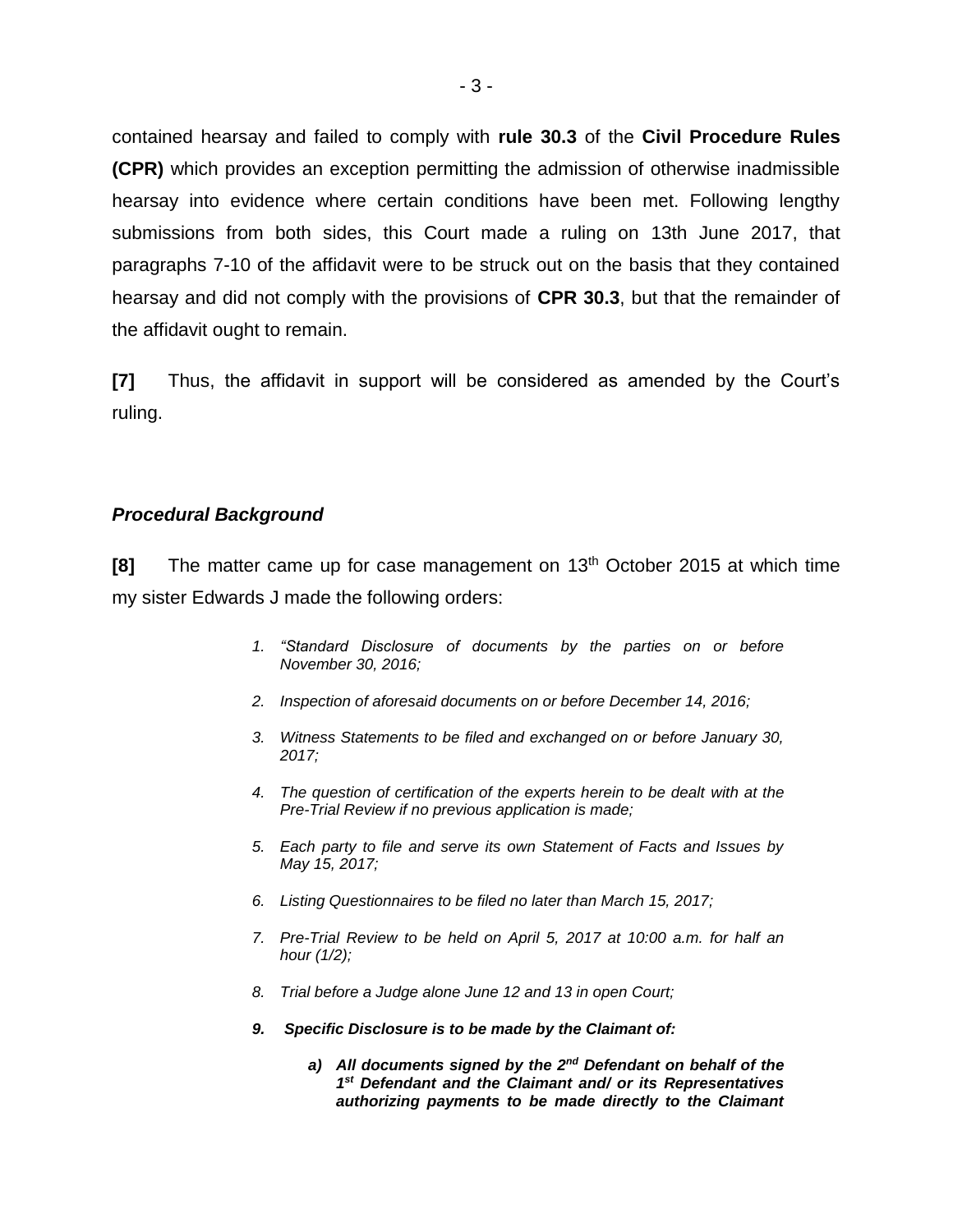contained hearsay and failed to comply with **rule 30.3** of the **Civil Procedure Rules (CPR)** which provides an exception permitting the admission of otherwise inadmissible hearsay into evidence where certain conditions have been met. Following lengthy submissions from both sides, this Court made a ruling on 13th June 2017, that paragraphs 7-10 of the affidavit were to be struck out on the basis that they contained hearsay and did not comply with the provisions of **CPR 30.3**, but that the remainder of the affidavit ought to remain.

**[7]** Thus, the affidavit in support will be considered as amended by the Court's ruling.

### ***Procedural Background***

**[8]** The matter came up for case management on 13th October 2015 at which time my sister Edwards J made the following orders:

> 1. *"Standard Disclosure of documents by the parties on or before November 30, 2016;*
> 2. *Inspection of aforesaid documents on or before December 14, 2016;*
> 3. *Witness Statements to be filed and exchanged on or before January 30, 2017;*
> 4. *The question of certification of the experts herein to be dealt with at the Pre-Trial Review if no previous application is made;*
> 5. *Each party to file and serve its own Statement of Facts and Issues by May 15, 2017;*
> 6. *Listing Questionnaires to be filed no later than March 15, 2017;*
> 7. *Pre-Trial Review to be held on April 5, 2017 at 10:00 a.m. for half an hour (1/2);*
> 8. *Trial before a Judge alone June 12 and 13 in open Court;*
> 9. ***Specific Disclosure is to be made by the Claimant of:***
>
>     a) ***All documents signed by the 2nd Defendant on behalf of the 1st Defendant and the Claimant and/ or its Representatives authorizing payments to be made directly to the Claimant***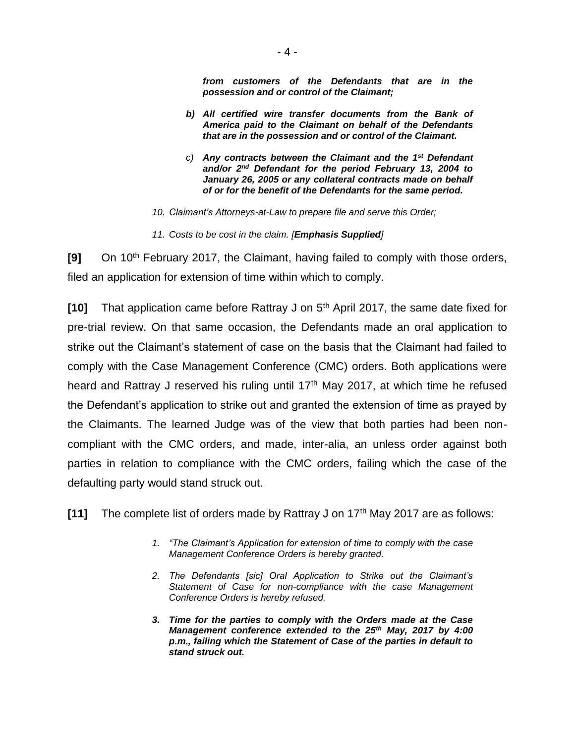***from customers of the Defendants that are in the possession and or control of the Claimant;***

> ***b) All certified wire transfer documents from the Bank of America paid to the Claimant on behalf of the Defendants that are in the possession and or control of the Claimant.***
>
> *c)* ***Any contracts between the Claimant and the 1st Defendant and/or 2nd Defendant for the period February 13, 2004 to January 26, 2005 or any collateral contracts made on behalf of or for the benefit of the Defendants for the same period.***

*10. Claimant's Attorneys-at-Law to prepare file and serve this Order;*

*11. Costs to be cost in the claim. [**Emphasis Supplied**]*

**[9]** On 10th February 2017, the Claimant, having failed to comply with those orders, filed an application for extension of time within which to comply.

**[10]** That application came before Rattray J on 5th April 2017, the same date fixed for pre-trial review. On that same occasion, the Defendants made an oral application to strike out the Claimant's statement of case on the basis that the Claimant had failed to comply with the Case Management Conference (CMC) orders. Both applications were heard and Rattray J reserved his ruling until 17th May 2017, at which time he refused the Defendant's application to strike out and granted the extension of time as prayed by the Claimants. The learned Judge was of the view that both parties had been non-compliant with the CMC orders, and made, inter-alia, an unless order against both parties in relation to compliance with the CMC orders, failing which the case of the defaulting party would stand struck out.

**[11]** The complete list of orders made by Rattray J on 17th May 2017 are as follows:

> *1. "The Claimant's Application for extension of time to comply with the case Management Conference Orders is hereby granted.*
>
> *2. The Defendants [sic] Oral Application to Strike out the Claimant's Statement of Case for non-compliance with the case Management Conference Orders is hereby refused.*
>
> ***3. Time for the parties to comply with the Orders made at the Case Management conference extended to the 25th May, 2017 by 4:00 p.m., failing which the Statement of Case of the parties in default to stand struck out.***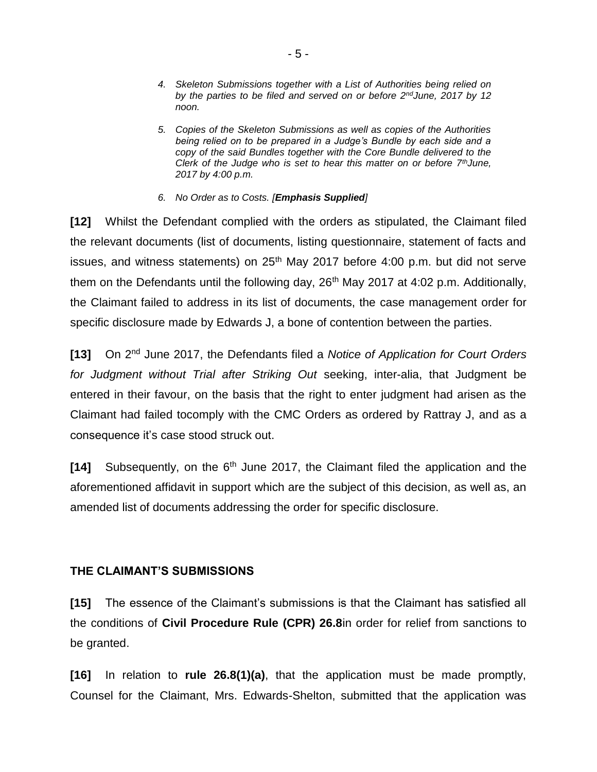> 4. *Skeleton Submissions together with a List of Authorities being relied on by the parties to be filed and served on or before 2nd June, 2017 by 12 noon.*
>
> 5. *Copies of the Skeleton Submissions as well as copies of the Authorities being relied on to be prepared in a Judge's Bundle by each side and a copy of the said Bundles together with the Core Bundle delivered to the Clerk of the Judge who is set to hear this matter on or before 7th June, 2017 by 4:00 p.m.*
>
> 6. *No Order as to Costs. [**Emphasis Supplied**]*

**[12]** Whilst the Defendant complied with the orders as stipulated, the Claimant filed the relevant documents (list of documents, listing questionnaire, statement of facts and issues, and witness statements) on 25th May 2017 before 4:00 p.m. but did not serve them on the Defendants until the following day, 26th May 2017 at 4:02 p.m. Additionally, the Claimant failed to address in its list of documents, the case management order for specific disclosure made by Edwards J, a bone of contention between the parties.

**[13]** On 2nd June 2017, the Defendants filed a *Notice of Application for Court Orders for Judgment without Trial after Striking Out* seeking, inter-alia, that Judgment be entered in their favour, on the basis that the right to enter judgment had arisen as the Claimant had failed tocomply with the CMC Orders as ordered by Rattray J, and as a consequence it's case stood struck out.

**[14]** Subsequently, on the 6th June 2017, the Claimant filed the application and the aforementioned affidavit in support which are the subject of this decision, as well as, an amended list of documents addressing the order for specific disclosure.

## THE CLAIMANT'S SUBMISSIONS

**[15]** The essence of the Claimant's submissions is that the Claimant has satisfied all the conditions of **Civil Procedure Rule (CPR) 26.8**in order for relief from sanctions to be granted.

**[16]** In relation to **rule 26.8(1)(a)**, that the application must be made promptly, Counsel for the Claimant, Mrs. Edwards-Shelton, submitted that the application was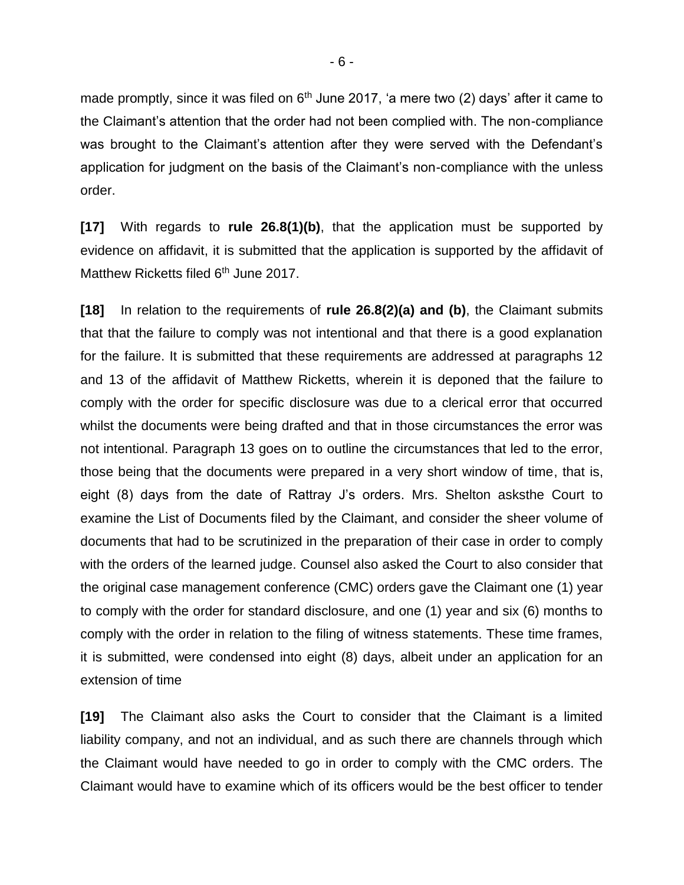made promptly, since it was filed on 6th June 2017, 'a mere two (2) days' after it came to the Claimant's attention that the order had not been complied with. The non-compliance was brought to the Claimant's attention after they were served with the Defendant's application for judgment on the basis of the Claimant's non-compliance with the unless order.

**[17]** With regards to **rule 26.8(1)(b)**, that the application must be supported by evidence on affidavit, it is submitted that the application is supported by the affidavit of Matthew Ricketts filed 6th June 2017.

**[18]** In relation to the requirements of **rule 26.8(2)(a) and (b)**, the Claimant submits that that the failure to comply was not intentional and that there is a good explanation for the failure. It is submitted that these requirements are addressed at paragraphs 12 and 13 of the affidavit of Matthew Ricketts, wherein it is deponed that the failure to comply with the order for specific disclosure was due to a clerical error that occurred whilst the documents were being drafted and that in those circumstances the error was not intentional. Paragraph 13 goes on to outline the circumstances that led to the error, those being that the documents were prepared in a very short window of time, that is, eight (8) days from the date of Rattray J's orders. Mrs. Shelton asksthe Court to examine the List of Documents filed by the Claimant, and consider the sheer volume of documents that had to be scrutinized in the preparation of their case in order to comply with the orders of the learned judge. Counsel also asked the Court to also consider that the original case management conference (CMC) orders gave the Claimant one (1) year to comply with the order for standard disclosure, and one (1) year and six (6) months to comply with the order in relation to the filing of witness statements. These time frames, it is submitted, were condensed into eight (8) days, albeit under an application for an extension of time

**[19]** The Claimant also asks the Court to consider that the Claimant is a limited liability company, and not an individual, and as such there are channels through which the Claimant would have needed to go in order to comply with the CMC orders. The Claimant would have to examine which of its officers would be the best officer to tender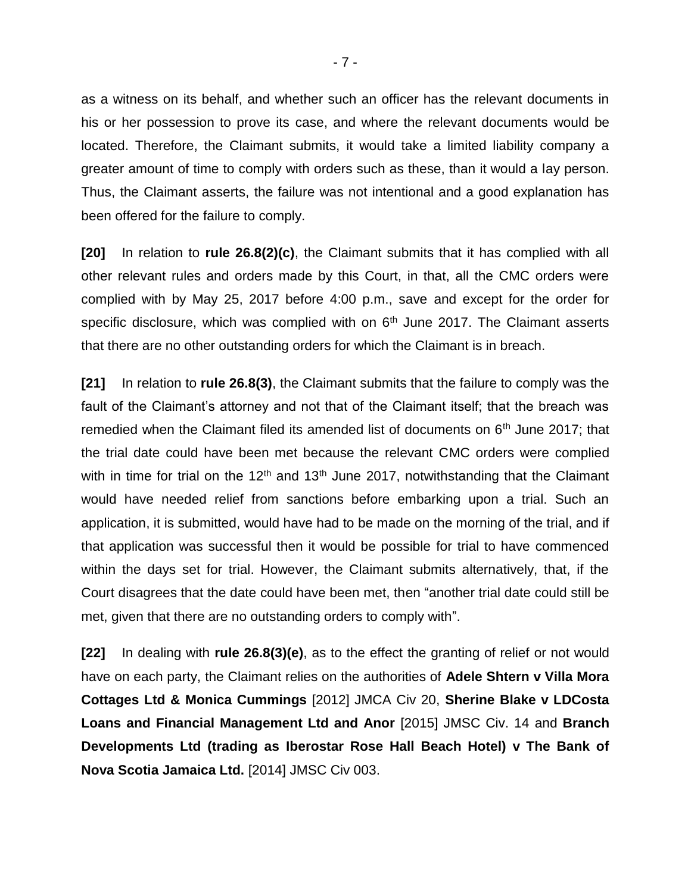as a witness on its behalf, and whether such an officer has the relevant documents in his or her possession to prove its case, and where the relevant documents would be located. Therefore, the Claimant submits, it would take a limited liability company a greater amount of time to comply with orders such as these, than it would a lay person. Thus, the Claimant asserts, the failure was not intentional and a good explanation has been offered for the failure to comply.

**[20]** In relation to **rule 26.8(2)(c)**, the Claimant submits that it has complied with all other relevant rules and orders made by this Court, in that, all the CMC orders were complied with by May 25, 2017 before 4:00 p.m., save and except for the order for specific disclosure, which was complied with on 6th June 2017. The Claimant asserts that there are no other outstanding orders for which the Claimant is in breach.

**[21]** In relation to **rule 26.8(3)**, the Claimant submits that the failure to comply was the fault of the Claimant's attorney and not that of the Claimant itself; that the breach was remedied when the Claimant filed its amended list of documents on 6th June 2017; that the trial date could have been met because the relevant CMC orders were complied with in time for trial on the 12th and 13th June 2017, notwithstanding that the Claimant would have needed relief from sanctions before embarking upon a trial. Such an application, it is submitted, would have had to be made on the morning of the trial, and if that application was successful then it would be possible for trial to have commenced within the days set for trial. However, the Claimant submits alternatively, that, if the Court disagrees that the date could have been met, then "another trial date could still be met, given that there are no outstanding orders to comply with".

**[22]** In dealing with **rule 26.8(3)(e)**, as to the effect the granting of relief or not would have on each party, the Claimant relies on the authorities of **Adele Shtern v Villa Mora Cottages Ltd & Monica Cummings** [2012] JMCA Civ 20, **Sherine Blake v LDCosta Loans and Financial Management Ltd and Anor** [2015] JMSC Civ. 14 and **Branch Developments Ltd (trading as Iberostar Rose Hall Beach Hotel) v The Bank of Nova Scotia Jamaica Ltd.** [2014] JMSC Civ 003.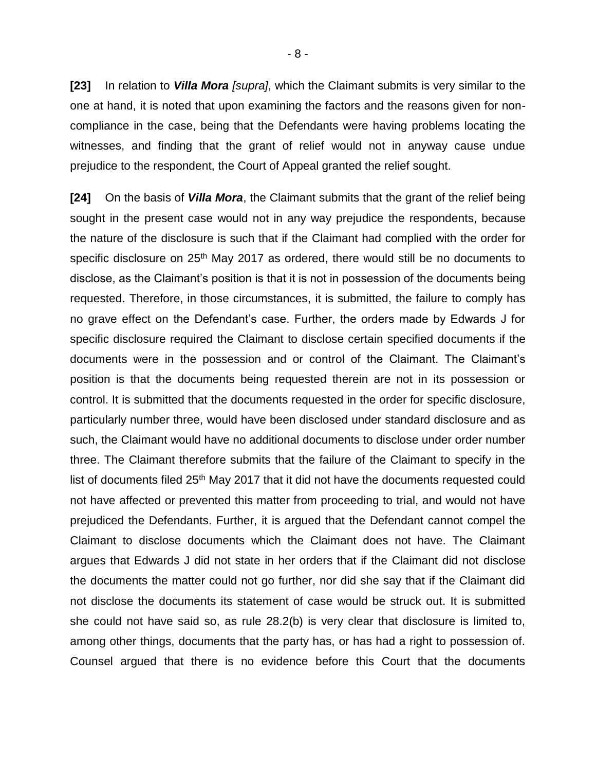**[23]** In relation to ***Villa Mora*** *[supra]*, which the Claimant submits is very similar to the one at hand, it is noted that upon examining the factors and the reasons given for non-compliance in the case, being that the Defendants were having problems locating the witnesses, and finding that the grant of relief would not in anyway cause undue prejudice to the respondent, the Court of Appeal granted the relief sought.

**[24]** On the basis of ***Villa Mora***, the Claimant submits that the grant of the relief being sought in the present case would not in any way prejudice the respondents, because the nature of the disclosure is such that if the Claimant had complied with the order for specific disclosure on 25th May 2017 as ordered, there would still be no documents to disclose, as the Claimant's position is that it is not in possession of the documents being requested. Therefore, in those circumstances, it is submitted, the failure to comply has no grave effect on the Defendant's case. Further, the orders made by Edwards J for specific disclosure required the Claimant to disclose certain specified documents if the documents were in the possession and or control of the Claimant. The Claimant's position is that the documents being requested therein are not in its possession or control. It is submitted that the documents requested in the order for specific disclosure, particularly number three, would have been disclosed under standard disclosure and as such, the Claimant would have no additional documents to disclose under order number three. The Claimant therefore submits that the failure of the Claimant to specify in the list of documents filed 25th May 2017 that it did not have the documents requested could not have affected or prevented this matter from proceeding to trial, and would not have prejudiced the Defendants. Further, it is argued that the Defendant cannot compel the Claimant to disclose documents which the Claimant does not have. The Claimant argues that Edwards J did not state in her orders that if the Claimant did not disclose the documents the matter could not go further, nor did she say that if the Claimant did not disclose the documents its statement of case would be struck out. It is submitted she could not have said so, as rule 28.2(b) is very clear that disclosure is limited to, among other things, documents that the party has, or has had a right to possession of. Counsel argued that there is no evidence before this Court that the documents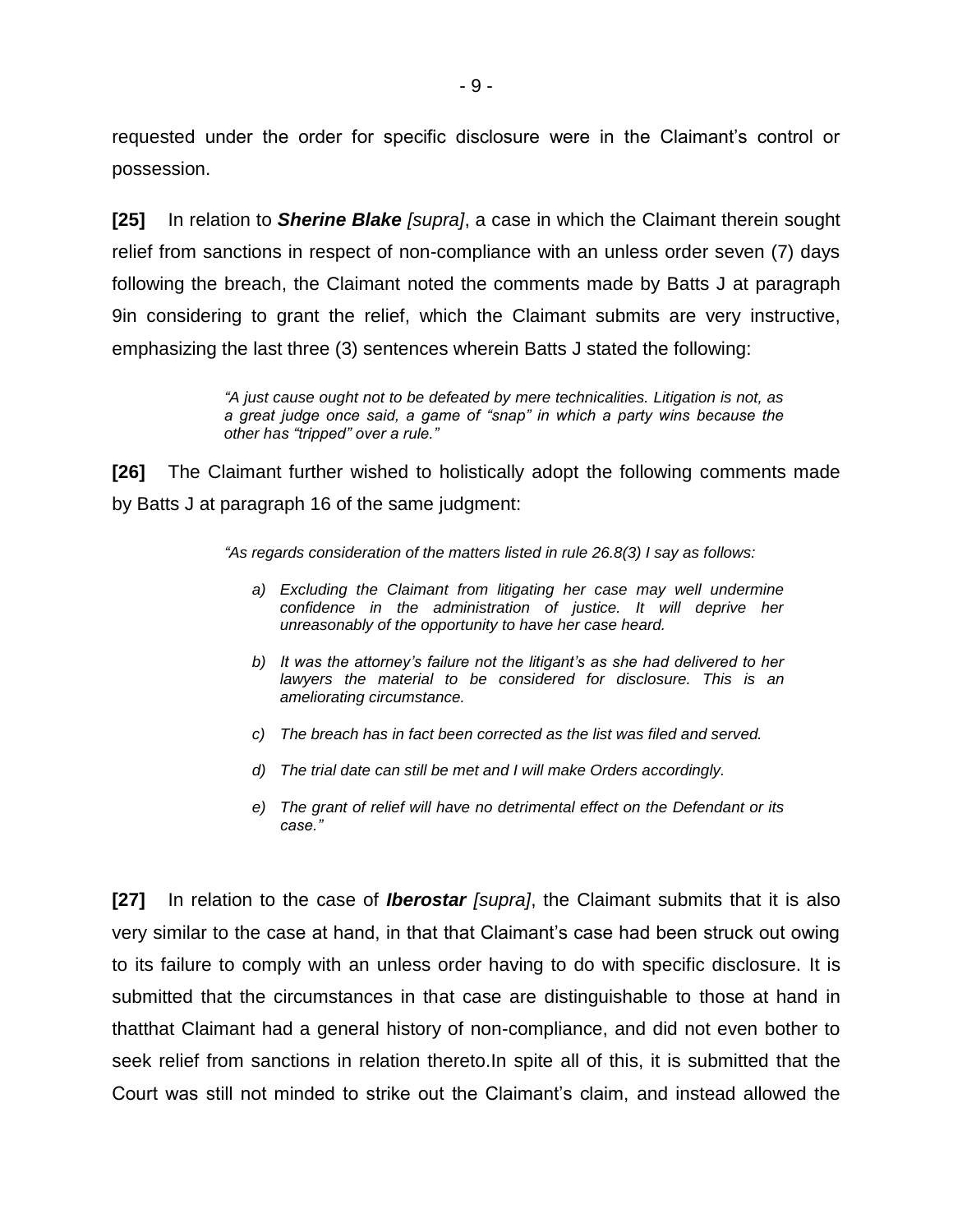requested under the order for specific disclosure were in the Claimant's control or possession.

**[25]** In relation to ***Sherine Blake*** *[supra]*, a case in which the Claimant therein sought relief from sanctions in respect of non-compliance with an unless order seven (7) days following the breach, the Claimant noted the comments made by Batts J at paragraph 9in considering to grant the relief, which the Claimant submits are very instructive, emphasizing the last three (3) sentences wherein Batts J stated the following:

> *"A just cause ought not to be defeated by mere technicalities. Litigation is not, as a great judge once said, a game of "snap" in which a party wins because the other has "tripped" over a rule."*

**[26]** The Claimant further wished to holistically adopt the following comments made by Batts J at paragraph 16 of the same judgment:

> *"As regards consideration of the matters listed in rule 26.8(3) I say as follows:*
>
> *a) Excluding the Claimant from litigating her case may well undermine confidence in the administration of justice. It will deprive her unreasonably of the opportunity to have her case heard.*
>
> *b) It was the attorney's failure not the litigant's as she had delivered to her lawyers the material to be considered for disclosure. This is an ameliorating circumstance.*
>
> *c) The breach has in fact been corrected as the list was filed and served.*
>
> *d) The trial date can still be met and I will make Orders accordingly.*
>
> *e) The grant of relief will have no detrimental effect on the Defendant or its case."*

**[27]** In relation to the case of ***Iberostar*** *[supra]*, the Claimant submits that it is also very similar to the case at hand, in that that Claimant's case had been struck out owing to its failure to comply with an unless order having to do with specific disclosure. It is submitted that the circumstances in that case are distinguishable to those at hand in thatthat Claimant had a general history of non-compliance, and did not even bother to seek relief from sanctions in relation thereto.In spite all of this, it is submitted that the Court was still not minded to strike out the Claimant's claim, and instead allowed the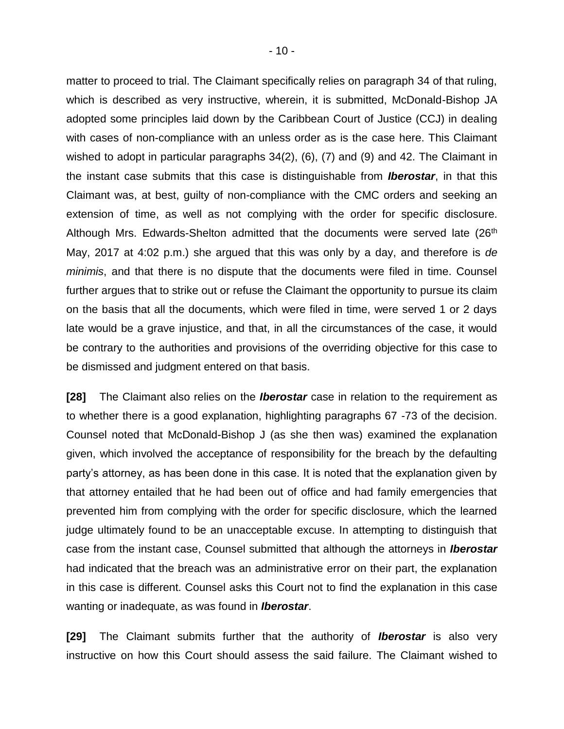matter to proceed to trial. The Claimant specifically relies on paragraph 34 of that ruling, which is described as very instructive, wherein, it is submitted, McDonald-Bishop JA adopted some principles laid down by the Caribbean Court of Justice (CCJ) in dealing with cases of non-compliance with an unless order as is the case here. This Claimant wished to adopt in particular paragraphs 34(2), (6), (7) and (9) and 42. The Claimant in the instant case submits that this case is distinguishable from ***Iberostar***, in that this Claimant was, at best, guilty of non-compliance with the CMC orders and seeking an extension of time, as well as not complying with the order for specific disclosure. Although Mrs. Edwards-Shelton admitted that the documents were served late (26th May, 2017 at 4:02 p.m.) she argued that this was only by a day, and therefore is *de minimis*, and that there is no dispute that the documents were filed in time. Counsel further argues that to strike out or refuse the Claimant the opportunity to pursue its claim on the basis that all the documents, which were filed in time, were served 1 or 2 days late would be a grave injustice, and that, in all the circumstances of the case, it would be contrary to the authorities and provisions of the overriding objective for this case to be dismissed and judgment entered on that basis.

**[28]** The Claimant also relies on the ***Iberostar*** case in relation to the requirement as to whether there is a good explanation, highlighting paragraphs 67 -73 of the decision. Counsel noted that McDonald-Bishop J (as she then was) examined the explanation given, which involved the acceptance of responsibility for the breach by the defaulting party's attorney, as has been done in this case. It is noted that the explanation given by that attorney entailed that he had been out of office and had family emergencies that prevented him from complying with the order for specific disclosure, which the learned judge ultimately found to be an unacceptable excuse. In attempting to distinguish that case from the instant case, Counsel submitted that although the attorneys in ***Iberostar*** had indicated that the breach was an administrative error on their part, the explanation in this case is different. Counsel asks this Court not to find the explanation in this case wanting or inadequate, as was found in ***Iberostar***.

**[29]** The Claimant submits further that the authority of ***Iberostar*** is also very instructive on how this Court should assess the said failure. The Claimant wished to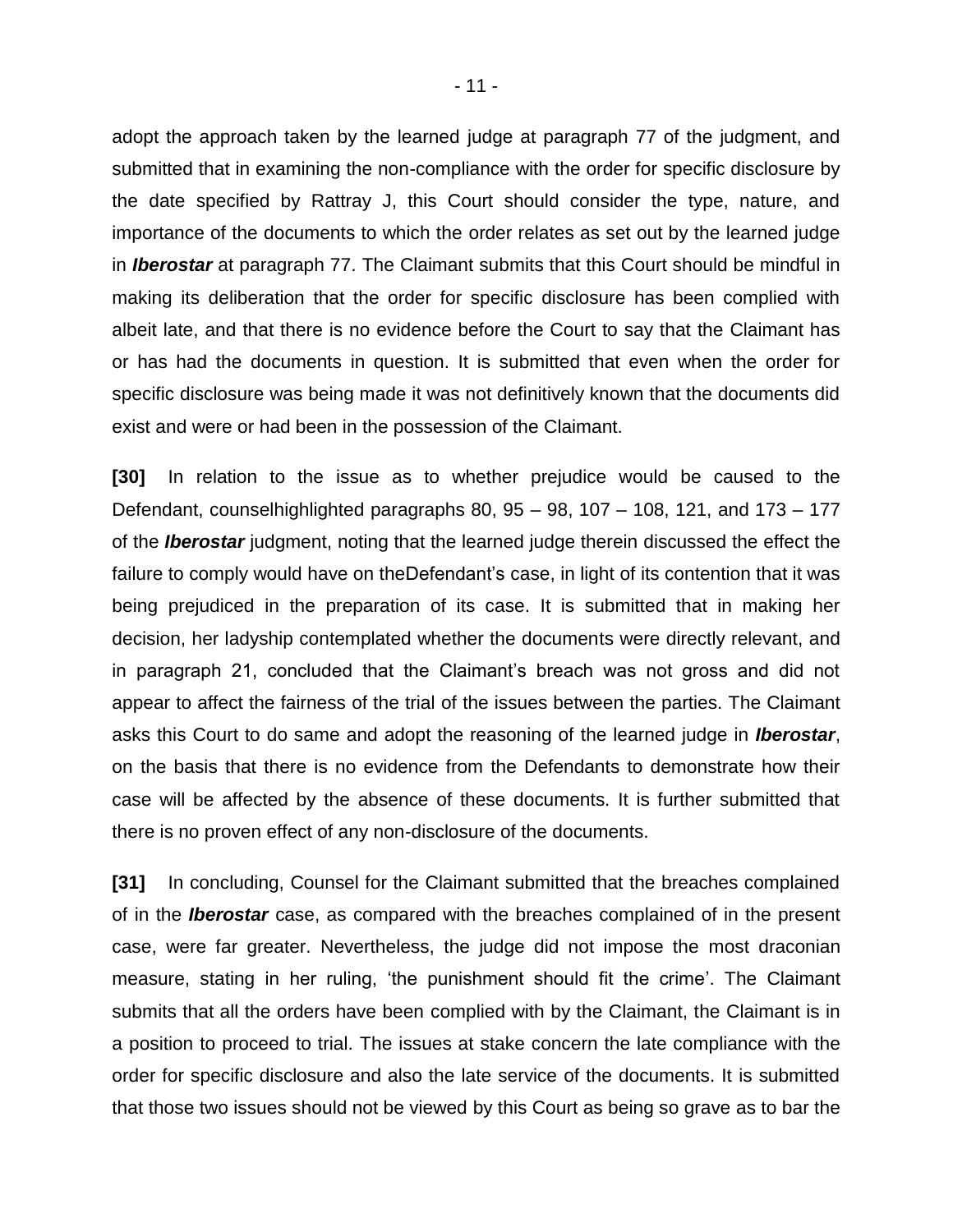adopt the approach taken by the learned judge at paragraph 77 of the judgment, and submitted that in examining the non-compliance with the order for specific disclosure by the date specified by Rattray J, this Court should consider the type, nature, and importance of the documents to which the order relates as set out by the learned judge in ***Iberostar*** at paragraph 77. The Claimant submits that this Court should be mindful in making its deliberation that the order for specific disclosure has been complied with albeit late, and that there is no evidence before the Court to say that the Claimant has or has had the documents in question. It is submitted that even when the order for specific disclosure was being made it was not definitively known that the documents did exist and were or had been in the possession of the Claimant.

**[30]** In relation to the issue as to whether prejudice would be caused to the Defendant, counselhighlighted paragraphs 80, 95 – 98, 107 – 108, 121, and 173 – 177 of the ***Iberostar*** judgment, noting that the learned judge therein discussed the effect the failure to comply would have on theDefendant's case, in light of its contention that it was being prejudiced in the preparation of its case. It is submitted that in making her decision, her ladyship contemplated whether the documents were directly relevant, and in paragraph 21, concluded that the Claimant's breach was not gross and did not appear to affect the fairness of the trial of the issues between the parties. The Claimant asks this Court to do same and adopt the reasoning of the learned judge in ***Iberostar***, on the basis that there is no evidence from the Defendants to demonstrate how their case will be affected by the absence of these documents. It is further submitted that there is no proven effect of any non-disclosure of the documents.

**[31]** In concluding, Counsel for the Claimant submitted that the breaches complained of in the ***Iberostar*** case, as compared with the breaches complained of in the present case, were far greater. Nevertheless, the judge did not impose the most draconian measure, stating in her ruling, 'the punishment should fit the crime'. The Claimant submits that all the orders have been complied with by the Claimant, the Claimant is in a position to proceed to trial. The issues at stake concern the late compliance with the order for specific disclosure and also the late service of the documents. It is submitted that those two issues should not be viewed by this Court as being so grave as to bar the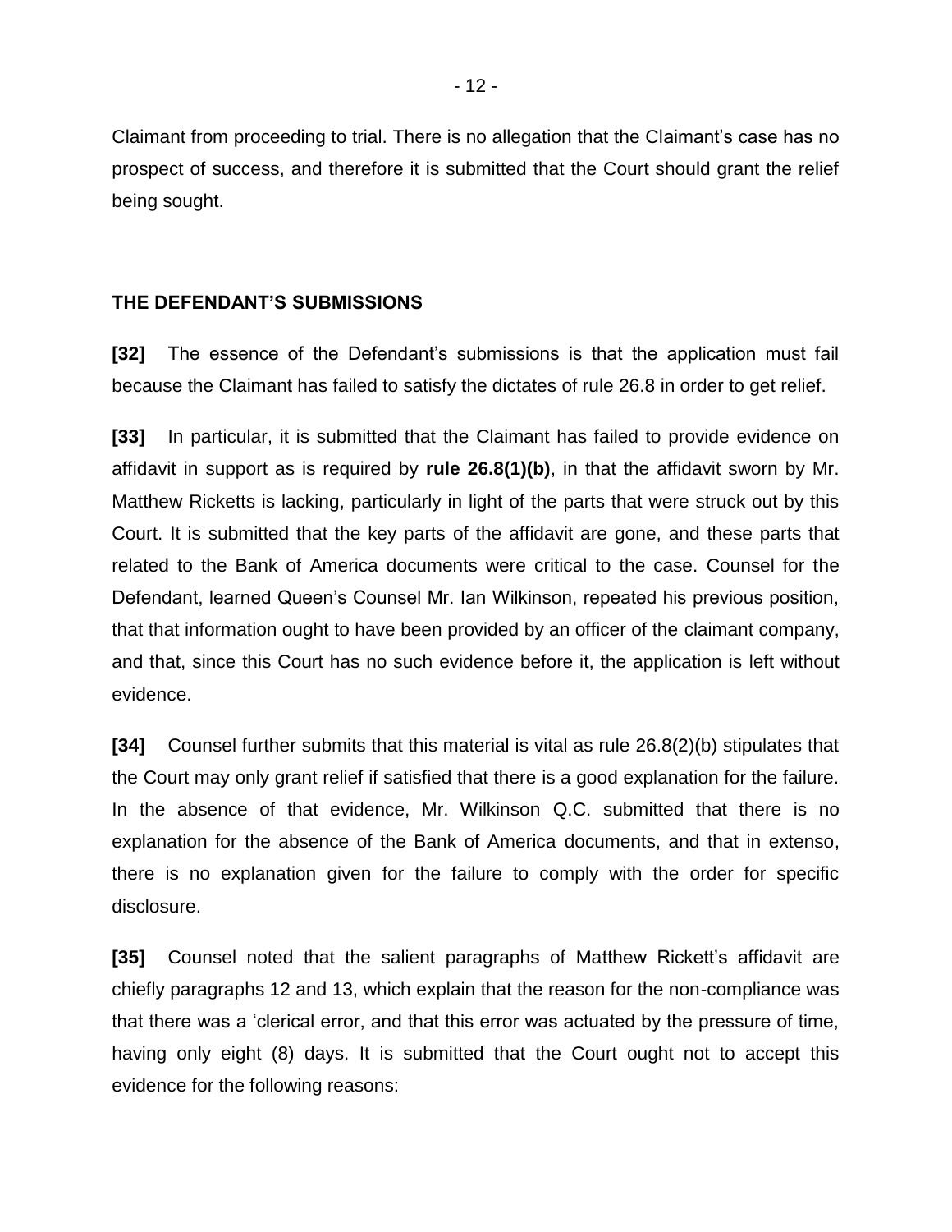Claimant from proceeding to trial. There is no allegation that the Claimant's case has no prospect of success, and therefore it is submitted that the Court should grant the relief being sought.

### THE DEFENDANT'S SUBMISSIONS

**[32]** The essence of the Defendant's submissions is that the application must fail because the Claimant has failed to satisfy the dictates of rule 26.8 in order to get relief.

**[33]** In particular, it is submitted that the Claimant has failed to provide evidence on affidavit in support as is required by **rule 26.8(1)(b)**, in that the affidavit sworn by Mr. Matthew Ricketts is lacking, particularly in light of the parts that were struck out by this Court. It is submitted that the key parts of the affidavit are gone, and these parts that related to the Bank of America documents were critical to the case. Counsel for the Defendant, learned Queen's Counsel Mr. Ian Wilkinson, repeated his previous position, that that information ought to have been provided by an officer of the claimant company, and that, since this Court has no such evidence before it, the application is left without evidence.

**[34]** Counsel further submits that this material is vital as rule 26.8(2)(b) stipulates that the Court may only grant relief if satisfied that there is a good explanation for the failure. In the absence of that evidence, Mr. Wilkinson Q.C. submitted that there is no explanation for the absence of the Bank of America documents, and that in extenso, there is no explanation given for the failure to comply with the order for specific disclosure.

**[35]** Counsel noted that the salient paragraphs of Matthew Rickett's affidavit are chiefly paragraphs 12 and 13, which explain that the reason for the non-compliance was that there was a 'clerical error, and that this error was actuated by the pressure of time, having only eight (8) days. It is submitted that the Court ought not to accept this evidence for the following reasons: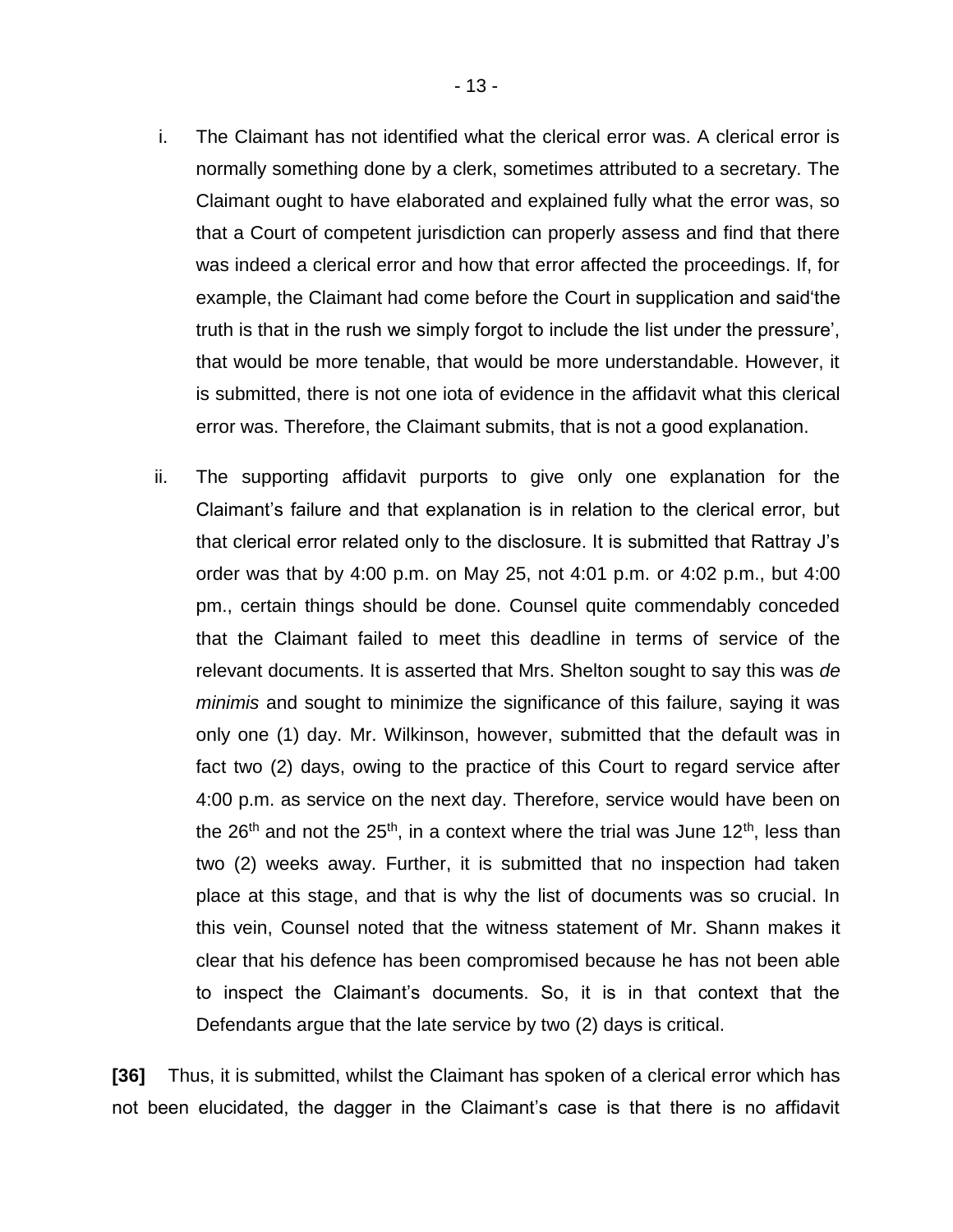i. The Claimant has not identified what the clerical error was. A clerical error is normally something done by a clerk, sometimes attributed to a secretary. The Claimant ought to have elaborated and explained fully what the error was, so that a Court of competent jurisdiction can properly assess and find that there was indeed a clerical error and how that error affected the proceedings. If, for example, the Claimant had come before the Court in supplication and said'the truth is that in the rush we simply forgot to include the list under the pressure', that would be more tenable, that would be more understandable. However, it is submitted, there is not one iota of evidence in the affidavit what this clerical error was. Therefore, the Claimant submits, that is not a good explanation.

ii. The supporting affidavit purports to give only one explanation for the Claimant's failure and that explanation is in relation to the clerical error, but that clerical error related only to the disclosure. It is submitted that Rattray J's order was that by 4:00 p.m. on May 25, not 4:01 p.m. or 4:02 p.m., but 4:00 pm., certain things should be done. Counsel quite commendably conceded that the Claimant failed to meet this deadline in terms of service of the relevant documents. It is asserted that Mrs. Shelton sought to say this was *de minimis* and sought to minimize the significance of this failure, saying it was only one (1) day. Mr. Wilkinson, however, submitted that the default was in fact two (2) days, owing to the practice of this Court to regard service after 4:00 p.m. as service on the next day. Therefore, service would have been on the 26th and not the 25th, in a context where the trial was June 12th, less than two (2) weeks away. Further, it is submitted that no inspection had taken place at this stage, and that is why the list of documents was so crucial. In this vein, Counsel noted that the witness statement of Mr. Shann makes it clear that his defence has been compromised because he has not been able to inspect the Claimant's documents. So, it is in that context that the Defendants argue that the late service by two (2) days is critical.

**[36]** Thus, it is submitted, whilst the Claimant has spoken of a clerical error which has not been elucidated, the dagger in the Claimant's case is that there is no affidavit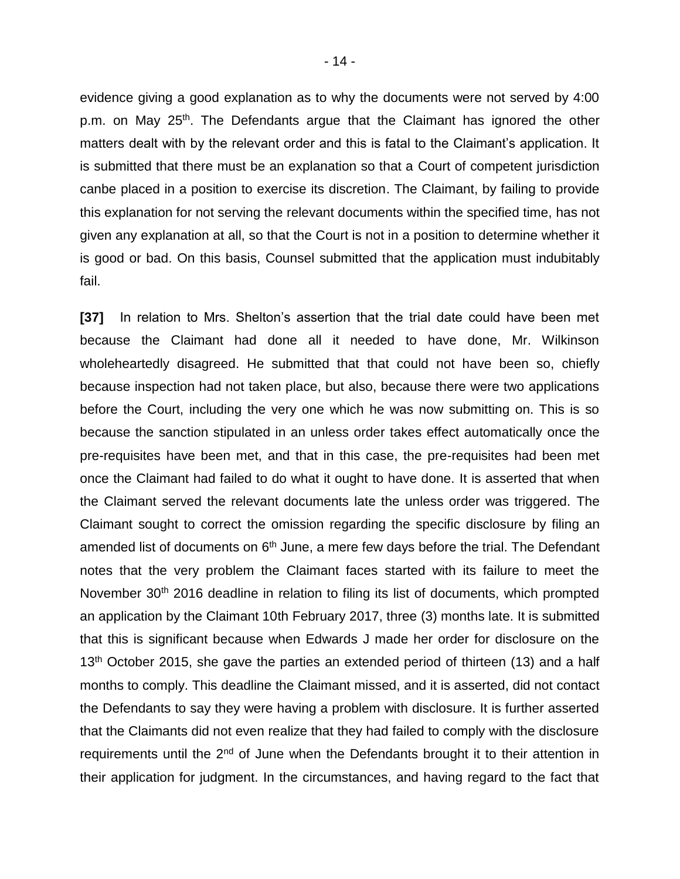evidence giving a good explanation as to why the documents were not served by 4:00 p.m. on May 25th. The Defendants argue that the Claimant has ignored the other matters dealt with by the relevant order and this is fatal to the Claimant's application. It is submitted that there must be an explanation so that a Court of competent jurisdiction canbe placed in a position to exercise its discretion. The Claimant, by failing to provide this explanation for not serving the relevant documents within the specified time, has not given any explanation at all, so that the Court is not in a position to determine whether it is good or bad. On this basis, Counsel submitted that the application must indubitably fail.

**[37]** In relation to Mrs. Shelton's assertion that the trial date could have been met because the Claimant had done all it needed to have done, Mr. Wilkinson wholeheartedly disagreed. He submitted that that could not have been so, chiefly because inspection had not taken place, but also, because there were two applications before the Court, including the very one which he was now submitting on. This is so because the sanction stipulated in an unless order takes effect automatically once the pre-requisites have been met, and that in this case, the pre-requisites had been met once the Claimant had failed to do what it ought to have done. It is asserted that when the Claimant served the relevant documents late the unless order was triggered. The Claimant sought to correct the omission regarding the specific disclosure by filing an amended list of documents on 6th June, a mere few days before the trial. The Defendant notes that the very problem the Claimant faces started with its failure to meet the November 30th 2016 deadline in relation to filing its list of documents, which prompted an application by the Claimant 10th February 2017, three (3) months late. It is submitted that this is significant because when Edwards J made her order for disclosure on the 13th October 2015, she gave the parties an extended period of thirteen (13) and a half months to comply. This deadline the Claimant missed, and it is asserted, did not contact the Defendants to say they were having a problem with disclosure. It is further asserted that the Claimants did not even realize that they had failed to comply with the disclosure requirements until the 2nd of June when the Defendants brought it to their attention in their application for judgment. In the circumstances, and having regard to the fact that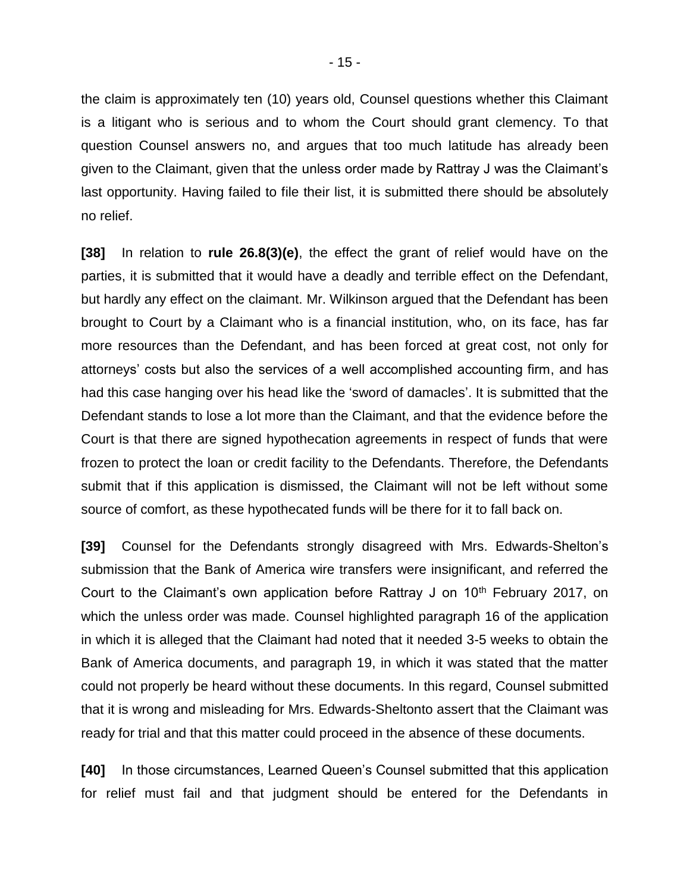the claim is approximately ten (10) years old, Counsel questions whether this Claimant is a litigant who is serious and to whom the Court should grant clemency. To that question Counsel answers no, and argues that too much latitude has already been given to the Claimant, given that the unless order made by Rattray J was the Claimant's last opportunity. Having failed to file their list, it is submitted there should be absolutely no relief.

**[38]** In relation to **rule 26.8(3)(e)**, the effect the grant of relief would have on the parties, it is submitted that it would have a deadly and terrible effect on the Defendant, but hardly any effect on the claimant. Mr. Wilkinson argued that the Defendant has been brought to Court by a Claimant who is a financial institution, who, on its face, has far more resources than the Defendant, and has been forced at great cost, not only for attorneys' costs but also the services of a well accomplished accounting firm, and has had this case hanging over his head like the 'sword of damacles'. It is submitted that the Defendant stands to lose a lot more than the Claimant, and that the evidence before the Court is that there are signed hypothecation agreements in respect of funds that were frozen to protect the loan or credit facility to the Defendants. Therefore, the Defendants submit that if this application is dismissed, the Claimant will not be left without some source of comfort, as these hypothecated funds will be there for it to fall back on.

**[39]** Counsel for the Defendants strongly disagreed with Mrs. Edwards-Shelton's submission that the Bank of America wire transfers were insignificant, and referred the Court to the Claimant's own application before Rattray J on 10th February 2017, on which the unless order was made. Counsel highlighted paragraph 16 of the application in which it is alleged that the Claimant had noted that it needed 3-5 weeks to obtain the Bank of America documents, and paragraph 19, in which it was stated that the matter could not properly be heard without these documents. In this regard, Counsel submitted that it is wrong and misleading for Mrs. Edwards-Sheltonto assert that the Claimant was ready for trial and that this matter could proceed in the absence of these documents.

**[40]** In those circumstances, Learned Queen's Counsel submitted that this application for relief must fail and that judgment should be entered for the Defendants in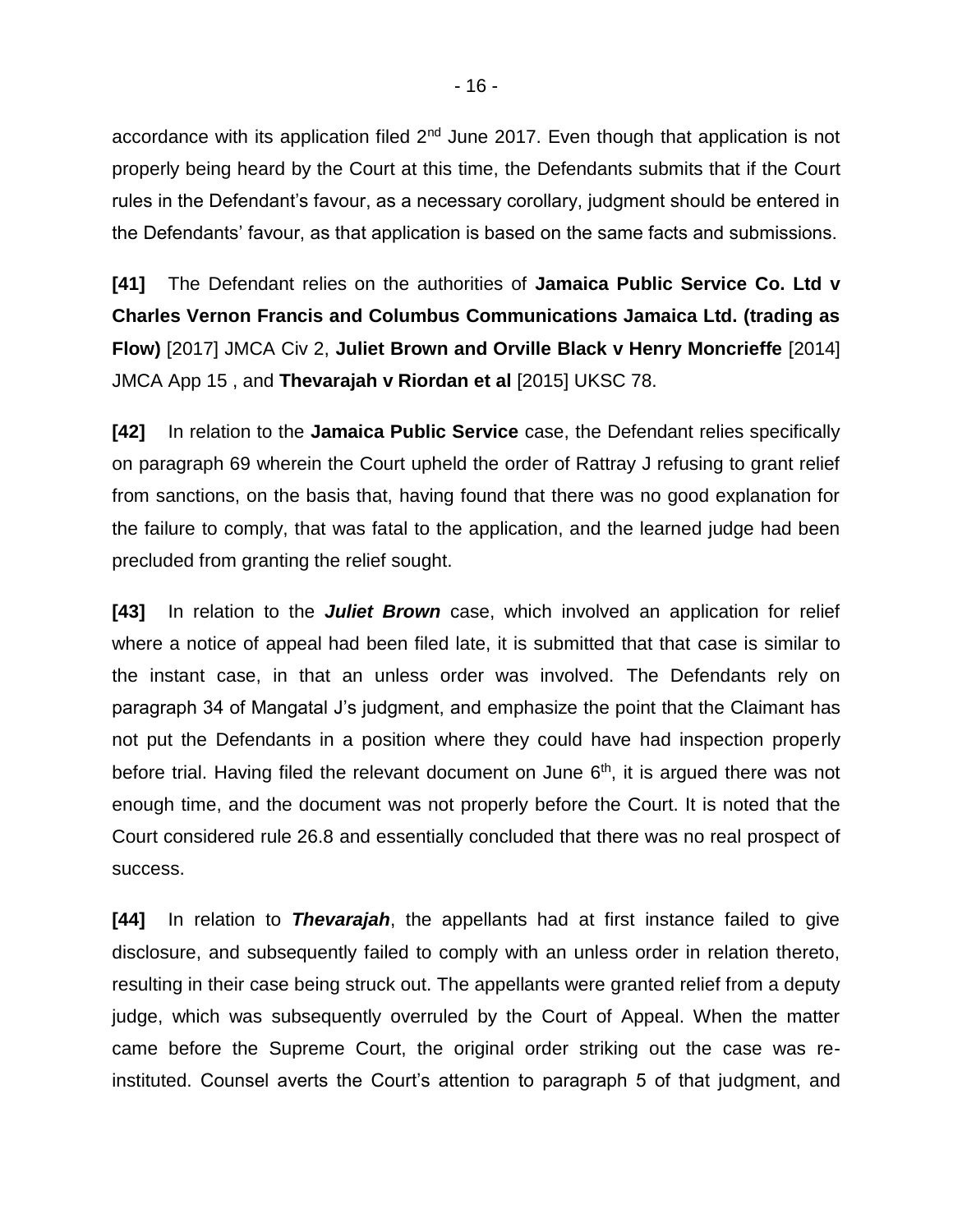accordance with its application filed 2nd June 2017. Even though that application is not properly being heard by the Court at this time, the Defendants submits that if the Court rules in the Defendant's favour, as a necessary corollary, judgment should be entered in the Defendants' favour, as that application is based on the same facts and submissions.

**[41]** The Defendant relies on the authorities of **Jamaica Public Service Co. Ltd v Charles Vernon Francis and Columbus Communications Jamaica Ltd. (trading as Flow)** [2017] JMCA Civ 2, **Juliet Brown and Orville Black v Henry Moncrieffe** [2014] JMCA App 15 , and **Thevarajah v Riordan et al** [2015] UKSC 78.

**[42]** In relation to the **Jamaica Public Service** case, the Defendant relies specifically on paragraph 69 wherein the Court upheld the order of Rattray J refusing to grant relief from sanctions, on the basis that, having found that there was no good explanation for the failure to comply, that was fatal to the application, and the learned judge had been precluded from granting the relief sought.

**[43]** In relation to the ***Juliet Brown*** case, which involved an application for relief where a notice of appeal had been filed late, it is submitted that that case is similar to the instant case, in that an unless order was involved. The Defendants rely on paragraph 34 of Mangatal J's judgment, and emphasize the point that the Claimant has not put the Defendants in a position where they could have had inspection properly before trial. Having filed the relevant document on June 6th, it is argued there was not enough time, and the document was not properly before the Court. It is noted that the Court considered rule 26.8 and essentially concluded that there was no real prospect of success.

**[44]** In relation to ***Thevarajah***, the appellants had at first instance failed to give disclosure, and subsequently failed to comply with an unless order in relation thereto, resulting in their case being struck out. The appellants were granted relief from a deputy judge, which was subsequently overruled by the Court of Appeal. When the matter came before the Supreme Court, the original order striking out the case was re-instituted. Counsel averts the Court's attention to paragraph 5 of that judgment, and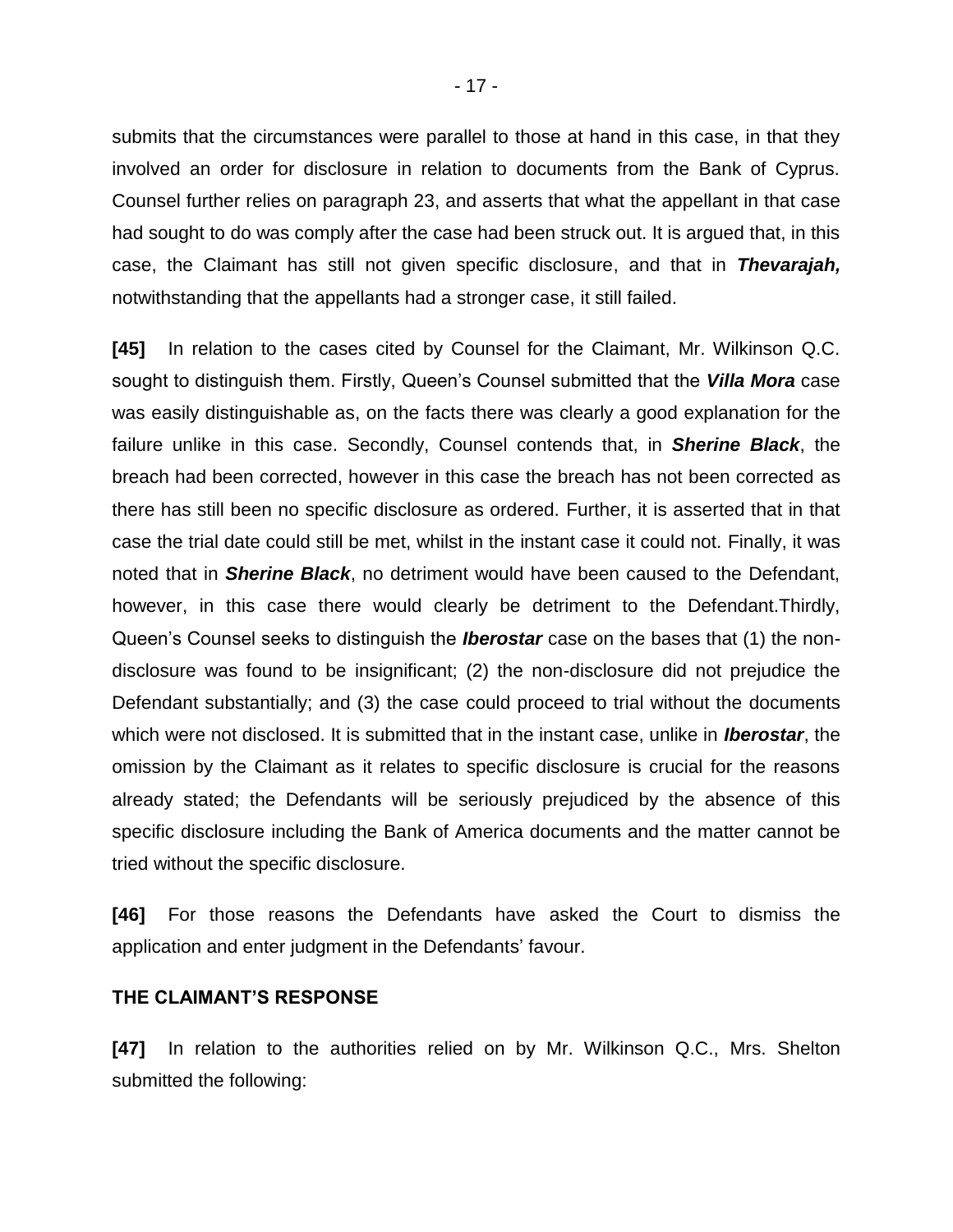submits that the circumstances were parallel to those at hand in this case, in that they involved an order for disclosure in relation to documents from the Bank of Cyprus. Counsel further relies on paragraph 23, and asserts that what the appellant in that case had sought to do was comply after the case had been struck out. It is argued that, in this case, the Claimant has still not given specific disclosure, and that in ***Thevarajah,*** notwithstanding that the appellants had a stronger case, it still failed.

**[45]** In relation to the cases cited by Counsel for the Claimant, Mr. Wilkinson Q.C. sought to distinguish them. Firstly, Queen's Counsel submitted that the ***Villa Mora*** case was easily distinguishable as, on the facts there was clearly a good explanation for the failure unlike in this case. Secondly, Counsel contends that, in ***Sherine Black***, the breach had been corrected, however in this case the breach has not been corrected as there has still been no specific disclosure as ordered. Further, it is asserted that in that case the trial date could still be met, whilst in the instant case it could not. Finally, it was noted that in ***Sherine Black***, no detriment would have been caused to the Defendant, however, in this case there would clearly be detriment to the Defendant.Thirdly, Queen's Counsel seeks to distinguish the ***Iberostar*** case on the bases that (1) the non-disclosure was found to be insignificant; (2) the non-disclosure did not prejudice the Defendant substantially; and (3) the case could proceed to trial without the documents which were not disclosed. It is submitted that in the instant case, unlike in ***Iberostar***, the omission by the Claimant as it relates to specific disclosure is crucial for the reasons already stated; the Defendants will be seriously prejudiced by the absence of this specific disclosure including the Bank of America documents and the matter cannot be tried without the specific disclosure.

**[46]** For those reasons the Defendants have asked the Court to dismiss the application and enter judgment in the Defendants' favour.

**THE CLAIMANT'S RESPONSE**

**[47]** In relation to the authorities relied on by Mr. Wilkinson Q.C., Mrs. Shelton submitted the following: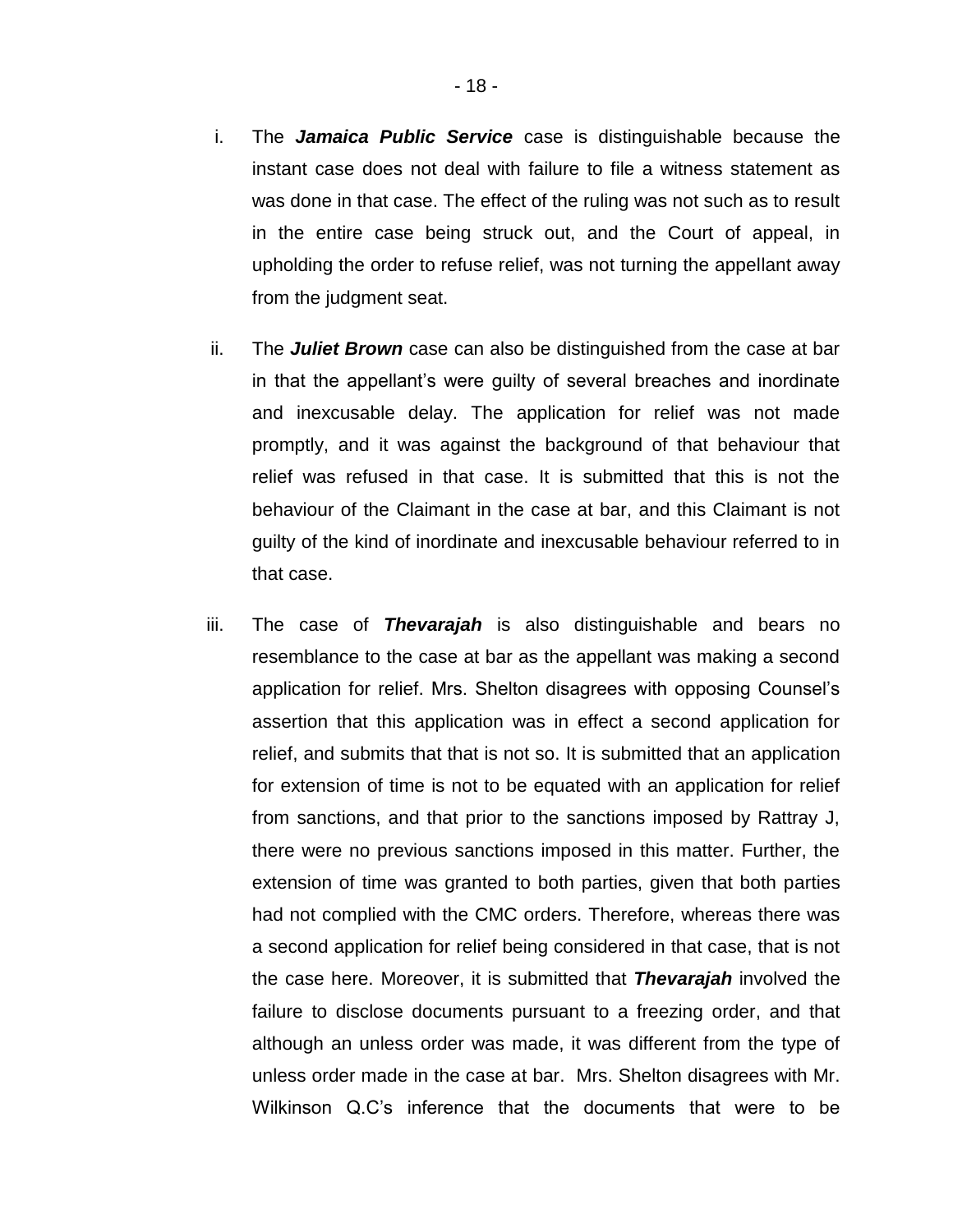i. The ***Jamaica Public Service*** case is distinguishable because the instant case does not deal with failure to file a witness statement as was done in that case. The effect of the ruling was not such as to result in the entire case being struck out, and the Court of appeal, in upholding the order to refuse relief, was not turning the appellant away from the judgment seat.

ii. The ***Juliet Brown*** case can also be distinguished from the case at bar in that the appellant's were guilty of several breaches and inordinate and inexcusable delay. The application for relief was not made promptly, and it was against the background of that behaviour that relief was refused in that case. It is submitted that this is not the behaviour of the Claimant in the case at bar, and this Claimant is not guilty of the kind of inordinate and inexcusable behaviour referred to in that case.

iii. The case of ***Thevarajah*** is also distinguishable and bears no resemblance to the case at bar as the appellant was making a second application for relief. Mrs. Shelton disagrees with opposing Counsel's assertion that this application was in effect a second application for relief, and submits that that is not so. It is submitted that an application for extension of time is not to be equated with an application for relief from sanctions, and that prior to the sanctions imposed by Rattray J, there were no previous sanctions imposed in this matter. Further, the extension of time was granted to both parties, given that both parties had not complied with the CMC orders. Therefore, whereas there was a second application for relief being considered in that case, that is not the case here. Moreover, it is submitted that ***Thevarajah*** involved the failure to disclose documents pursuant to a freezing order, and that although an unless order was made, it was different from the type of unless order made in the case at bar. Mrs. Shelton disagrees with Mr. Wilkinson Q.C's inference that the documents that were to be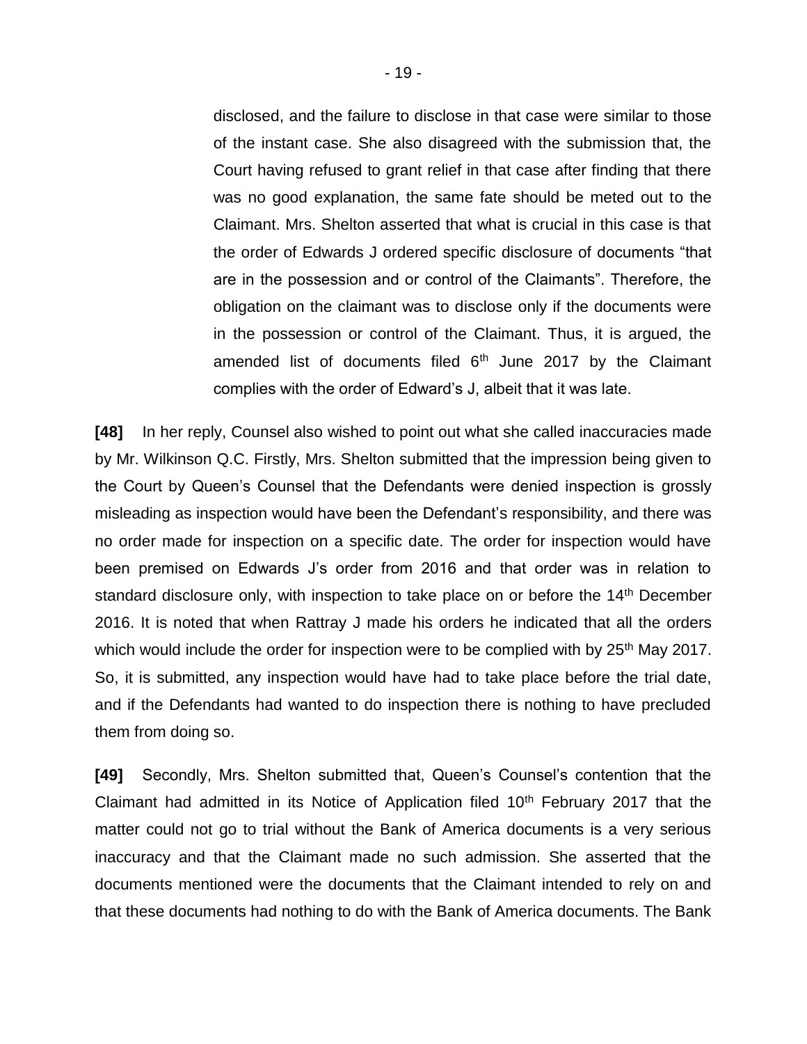disclosed, and the failure to disclose in that case were similar to those of the instant case. She also disagreed with the submission that, the Court having refused to grant relief in that case after finding that there was no good explanation, the same fate should be meted out to the Claimant. Mrs. Shelton asserted that what is crucial in this case is that the order of Edwards J ordered specific disclosure of documents "that are in the possession and or control of the Claimants". Therefore, the obligation on the claimant was to disclose only if the documents were in the possession or control of the Claimant. Thus, it is argued, the amended list of documents filed 6th June 2017 by the Claimant complies with the order of Edward's J, albeit that it was late.

**[48]** In her reply, Counsel also wished to point out what she called inaccuracies made by Mr. Wilkinson Q.C. Firstly, Mrs. Shelton submitted that the impression being given to the Court by Queen's Counsel that the Defendants were denied inspection is grossly misleading as inspection would have been the Defendant's responsibility, and there was no order made for inspection on a specific date. The order for inspection would have been premised on Edwards J's order from 2016 and that order was in relation to standard disclosure only, with inspection to take place on or before the 14th December 2016. It is noted that when Rattray J made his orders he indicated that all the orders which would include the order for inspection were to be complied with by 25th May 2017. So, it is submitted, any inspection would have had to take place before the trial date, and if the Defendants had wanted to do inspection there is nothing to have precluded them from doing so.

**[49]** Secondly, Mrs. Shelton submitted that, Queen's Counsel's contention that the Claimant had admitted in its Notice of Application filed 10th February 2017 that the matter could not go to trial without the Bank of America documents is a very serious inaccuracy and that the Claimant made no such admission. She asserted that the documents mentioned were the documents that the Claimant intended to rely on and that these documents had nothing to do with the Bank of America documents. The Bank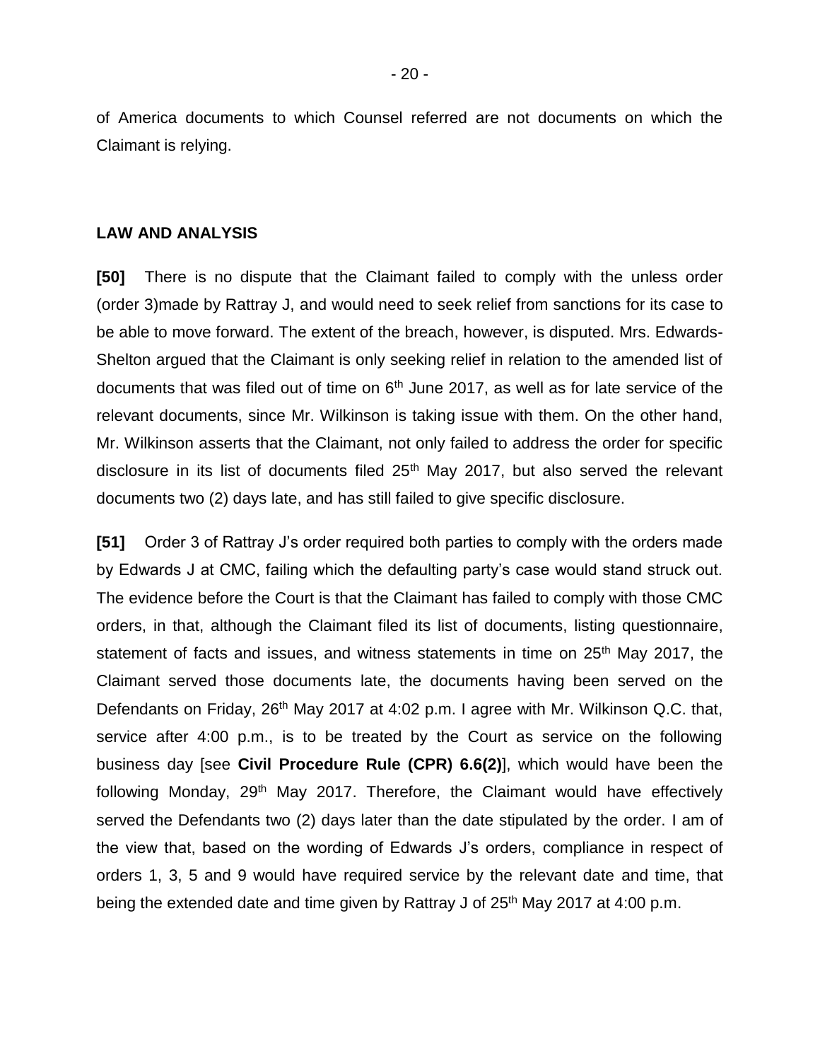of America documents to which Counsel referred are not documents on which the Claimant is relying.

## LAW AND ANALYSIS

**[50]** There is no dispute that the Claimant failed to comply with the unless order (order 3)made by Rattray J, and would need to seek relief from sanctions for its case to be able to move forward. The extent of the breach, however, is disputed. Mrs. Edwards-Shelton argued that the Claimant is only seeking relief in relation to the amended list of documents that was filed out of time on 6th June 2017, as well as for late service of the relevant documents, since Mr. Wilkinson is taking issue with them. On the other hand, Mr. Wilkinson asserts that the Claimant, not only failed to address the order for specific disclosure in its list of documents filed 25th May 2017, but also served the relevant documents two (2) days late, and has still failed to give specific disclosure.

**[51]** Order 3 of Rattray J's order required both parties to comply with the orders made by Edwards J at CMC, failing which the defaulting party's case would stand struck out. The evidence before the Court is that the Claimant has failed to comply with those CMC orders, in that, although the Claimant filed its list of documents, listing questionnaire, statement of facts and issues, and witness statements in time on 25th May 2017, the Claimant served those documents late, the documents having been served on the Defendants on Friday, 26th May 2017 at 4:02 p.m. I agree with Mr. Wilkinson Q.C. that, service after 4:00 p.m., is to be treated by the Court as service on the following business day [see **Civil Procedure Rule (CPR) 6.6(2)**], which would have been the following Monday, 29th May 2017. Therefore, the Claimant would have effectively served the Defendants two (2) days later than the date stipulated by the order. I am of the view that, based on the wording of Edwards J's orders, compliance in respect of orders 1, 3, 5 and 9 would have required service by the relevant date and time, that being the extended date and time given by Rattray J of 25th May 2017 at 4:00 p.m.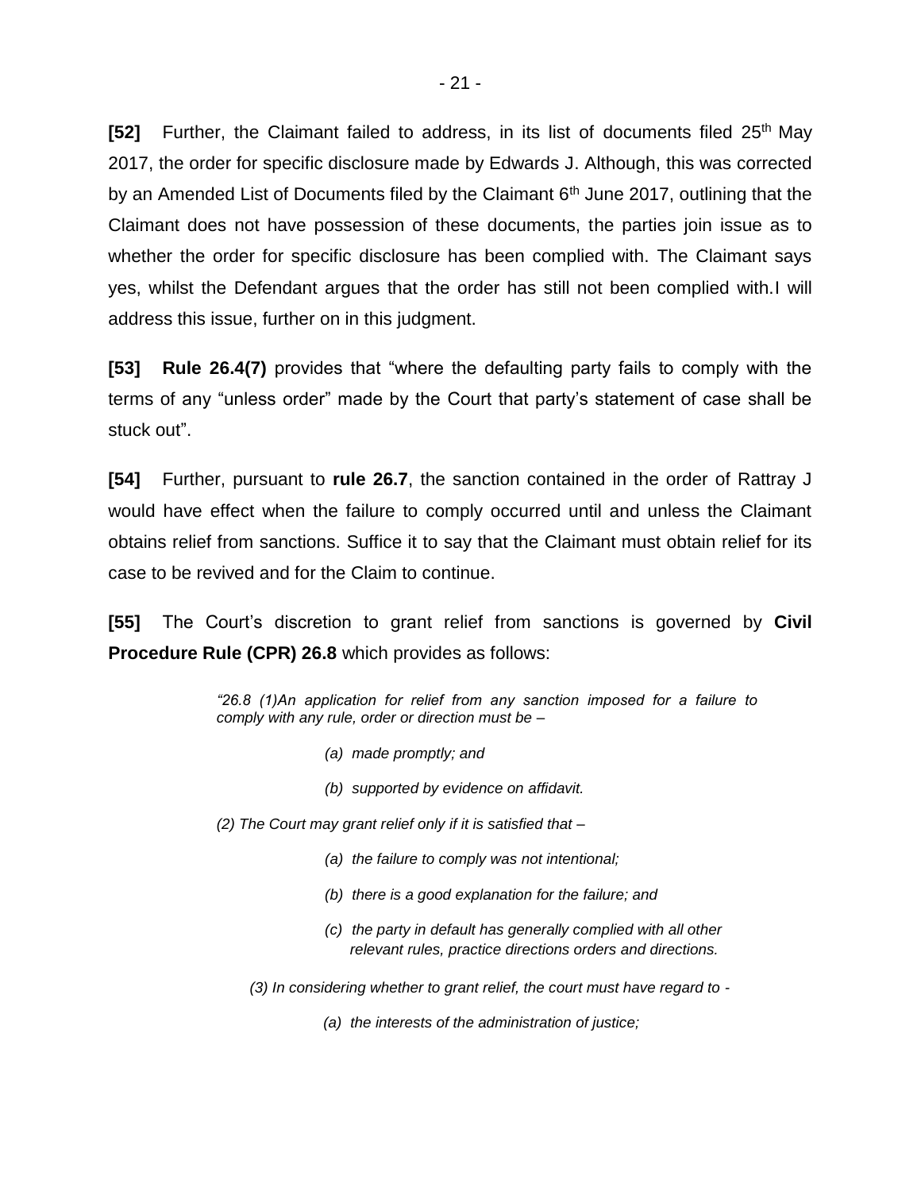**[52]** Further, the Claimant failed to address, in its list of documents filed 25th May 2017, the order for specific disclosure made by Edwards J. Although, this was corrected by an Amended List of Documents filed by the Claimant 6th June 2017, outlining that the Claimant does not have possession of these documents, the parties join issue as to whether the order for specific disclosure has been complied with. The Claimant says yes, whilst the Defendant argues that the order has still not been complied with.I will address this issue, further on in this judgment.

**[53]** **Rule 26.4(7)** provides that "where the defaulting party fails to comply with the terms of any "unless order" made by the Court that party's statement of case shall be stuck out".

**[54]** Further, pursuant to **rule 26.7**, the sanction contained in the order of Rattray J would have effect when the failure to comply occurred until and unless the Claimant obtains relief from sanctions. Suffice it to say that the Claimant must obtain relief for its case to be revived and for the Claim to continue.

**[55]** The Court's discretion to grant relief from sanctions is governed by **Civil Procedure Rule (CPR) 26.8** which provides as follows:

> *"26.8 (1)An application for relief from any sanction imposed for a failure to comply with any rule, order or direction must be –*
>
> *(a) made promptly; and*
>
> *(b) supported by evidence on affidavit.*
>
> *(2) The Court may grant relief only if it is satisfied that –*
>
> *(a) the failure to comply was not intentional;*
>
> *(b) there is a good explanation for the failure; and*
>
> *(c) the party in default has generally complied with all other relevant rules, practice directions orders and directions.*
>
> *(3) In considering whether to grant relief, the court must have regard to -*
>
> *(a) the interests of the administration of justice;*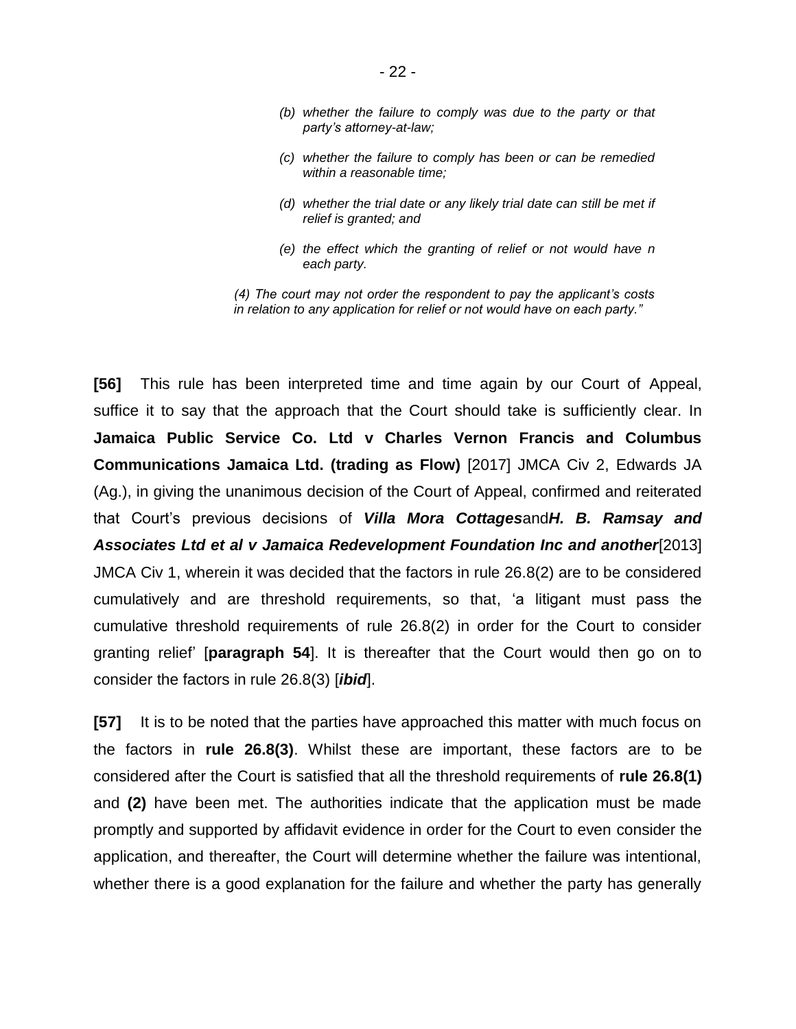> *(b) whether the failure to comply was due to the party or that party's attorney-at-law;*
>
> *(c) whether the failure to comply has been or can be remedied within a reasonable time;*
>
> *(d) whether the trial date or any likely trial date can still be met if relief is granted; and*
>
> *(e) the effect which the granting of relief or not would have n each party.*
>
> *(4) The court may not order the respondent to pay the applicant's costs in relation to any application for relief or not would have on each party."*

**[56]** This rule has been interpreted time and time again by our Court of Appeal, suffice it to say that the approach that the Court should take is sufficiently clear. In **Jamaica Public Service Co. Ltd v Charles Vernon Francis and Columbus Communications Jamaica Ltd. (trading as Flow)** [2017] JMCA Civ 2, Edwards JA (Ag.), in giving the unanimous decision of the Court of Appeal, confirmed and reiterated that Court's previous decisions of ***Villa Mora Cottages***and***H. B. Ramsay and Associates Ltd et al v Jamaica Redevelopment Foundation Inc and another***[2013] JMCA Civ 1, wherein it was decided that the factors in rule 26.8(2) are to be considered cumulatively and are threshold requirements, so that, 'a litigant must pass the cumulative threshold requirements of rule 26.8(2) in order for the Court to consider granting relief' [**paragraph 54**]. It is thereafter that the Court would then go on to consider the factors in rule 26.8(3) [***ibid***].

**[57]** It is to be noted that the parties have approached this matter with much focus on the factors in **rule 26.8(3)**. Whilst these are important, these factors are to be considered after the Court is satisfied that all the threshold requirements of **rule 26.8(1)** and **(2)** have been met. The authorities indicate that the application must be made promptly and supported by affidavit evidence in order for the Court to even consider the application, and thereafter, the Court will determine whether the failure was intentional, whether there is a good explanation for the failure and whether the party has generally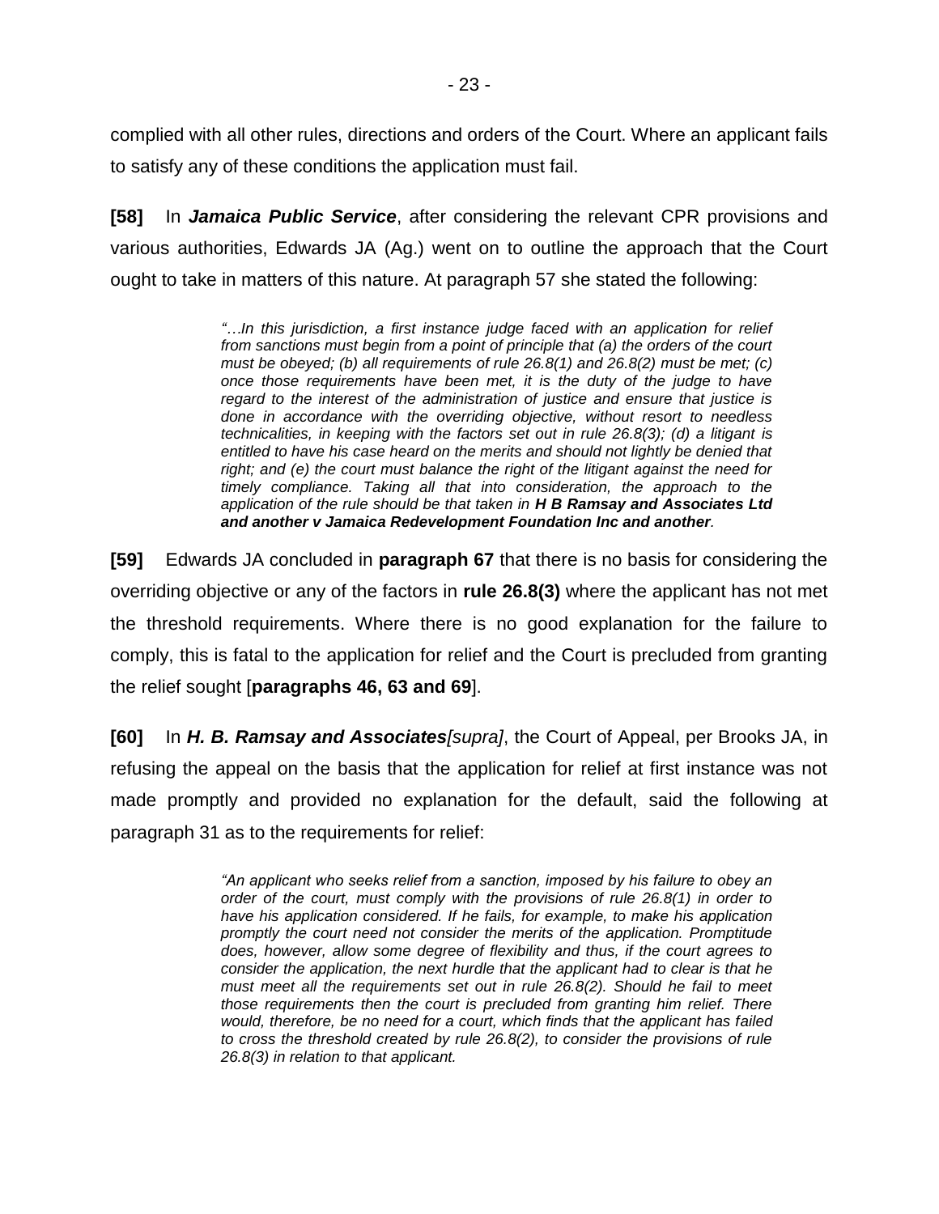complied with all other rules, directions and orders of the Court. Where an applicant fails to satisfy any of these conditions the application must fail.

**[58]** In ***Jamaica Public Service***, after considering the relevant CPR provisions and various authorities, Edwards JA (Ag.) went on to outline the approach that the Court ought to take in matters of this nature. At paragraph 57 she stated the following:

> *"…In this jurisdiction, a first instance judge faced with an application for relief from sanctions must begin from a point of principle that (a) the orders of the court must be obeyed; (b) all requirements of rule 26.8(1) and 26.8(2) must be met; (c) once those requirements have been met, it is the duty of the judge to have regard to the interest of the administration of justice and ensure that justice is done in accordance with the overriding objective, without resort to needless technicalities, in keeping with the factors set out in rule 26.8(3); (d) a litigant is entitled to have his case heard on the merits and should not lightly be denied that right; and (e) the court must balance the right of the litigant against the need for timely compliance. Taking all that into consideration, the approach to the application of the rule should be that taken in **H B Ramsay and Associates Ltd and another v Jamaica Redevelopment Foundation Inc and another**.*

**[59]** Edwards JA concluded in **paragraph 67** that there is no basis for considering the overriding objective or any of the factors in **rule 26.8(3)** where the applicant has not met the threshold requirements. Where there is no good explanation for the failure to comply, this is fatal to the application for relief and the Court is precluded from granting the relief sought [**paragraphs 46, 63 and 69**].

**[60]** In ***H. B. Ramsay and Associates****[supra]*, the Court of Appeal, per Brooks JA, in refusing the appeal on the basis that the application for relief at first instance was not made promptly and provided no explanation for the default, said the following at paragraph 31 as to the requirements for relief:

> *"An applicant who seeks relief from a sanction, imposed by his failure to obey an order of the court, must comply with the provisions of rule 26.8(1) in order to have his application considered. If he fails, for example, to make his application promptly the court need not consider the merits of the application. Promptitude does, however, allow some degree of flexibility and thus, if the court agrees to consider the application, the next hurdle that the applicant had to clear is that he must meet all the requirements set out in rule 26.8(2). Should he fail to meet those requirements then the court is precluded from granting him relief. There would, therefore, be no need for a court, which finds that the applicant has failed to cross the threshold created by rule 26.8(2), to consider the provisions of rule 26.8(3) in relation to that applicant.*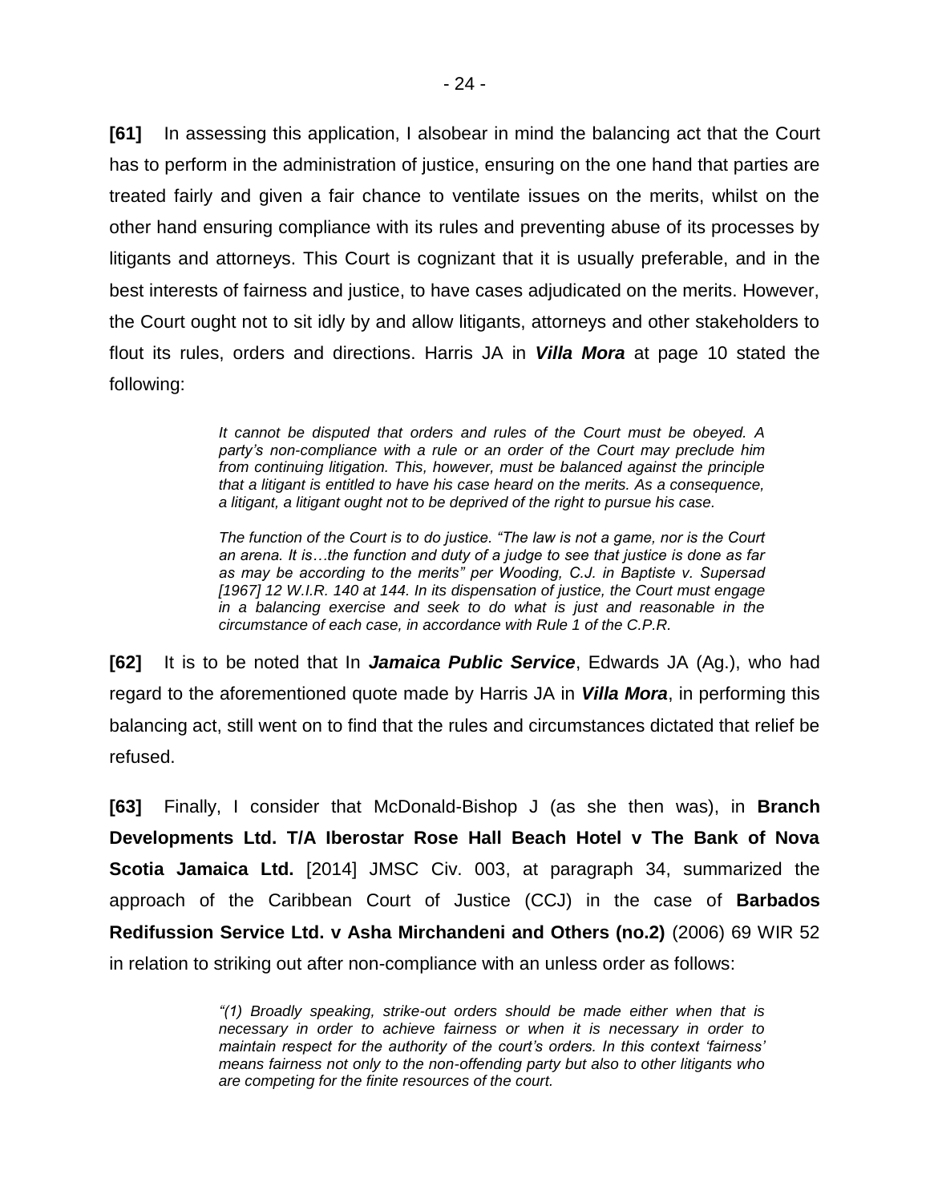**[61]** In assessing this application, I alsobear in mind the balancing act that the Court has to perform in the administration of justice, ensuring on the one hand that parties are treated fairly and given a fair chance to ventilate issues on the merits, whilst on the other hand ensuring compliance with its rules and preventing abuse of its processes by litigants and attorneys. This Court is cognizant that it is usually preferable, and in the best interests of fairness and justice, to have cases adjudicated on the merits. However, the Court ought not to sit idly by and allow litigants, attorneys and other stakeholders to flout its rules, orders and directions. Harris JA in ***Villa Mora*** at page 10 stated the following:

> *It cannot be disputed that orders and rules of the Court must be obeyed. A party's non-compliance with a rule or an order of the Court may preclude him from continuing litigation. This, however, must be balanced against the principle that a litigant is entitled to have his case heard on the merits. As a consequence, a litigant, a litigant ought not to be deprived of the right to pursue his case.*
>
> *The function of the Court is to do justice. "The law is not a game, nor is the Court an arena. It is…the function and duty of a judge to see that justice is done as far as may be according to the merits" per Wooding, C.J. in Baptiste v. Supersad [1967] 12 W.I.R. 140 at 144. In its dispensation of justice, the Court must engage in a balancing exercise and seek to do what is just and reasonable in the circumstance of each case, in accordance with Rule 1 of the C.P.R.*

**[62]** It is to be noted that In ***Jamaica Public Service***, Edwards JA (Ag.), who had regard to the aforementioned quote made by Harris JA in ***Villa Mora***, in performing this balancing act, still went on to find that the rules and circumstances dictated that relief be refused.

**[63]** Finally, I consider that McDonald-Bishop J (as she then was), in **Branch Developments Ltd. T/A Iberostar Rose Hall Beach Hotel v The Bank of Nova Scotia Jamaica Ltd.** [2014] JMSC Civ. 003, at paragraph 34, summarized the approach of the Caribbean Court of Justice (CCJ) in the case of **Barbados Redifussion Service Ltd. v Asha Mirchandeni and Others (no.2)** (2006) 69 WIR 52 in relation to striking out after non-compliance with an unless order as follows:

> *"(1) Broadly speaking, strike-out orders should be made either when that is necessary in order to achieve fairness or when it is necessary in order to maintain respect for the authority of the court's orders. In this context 'fairness' means fairness not only to the non-offending party but also to other litigants who are competing for the finite resources of the court.*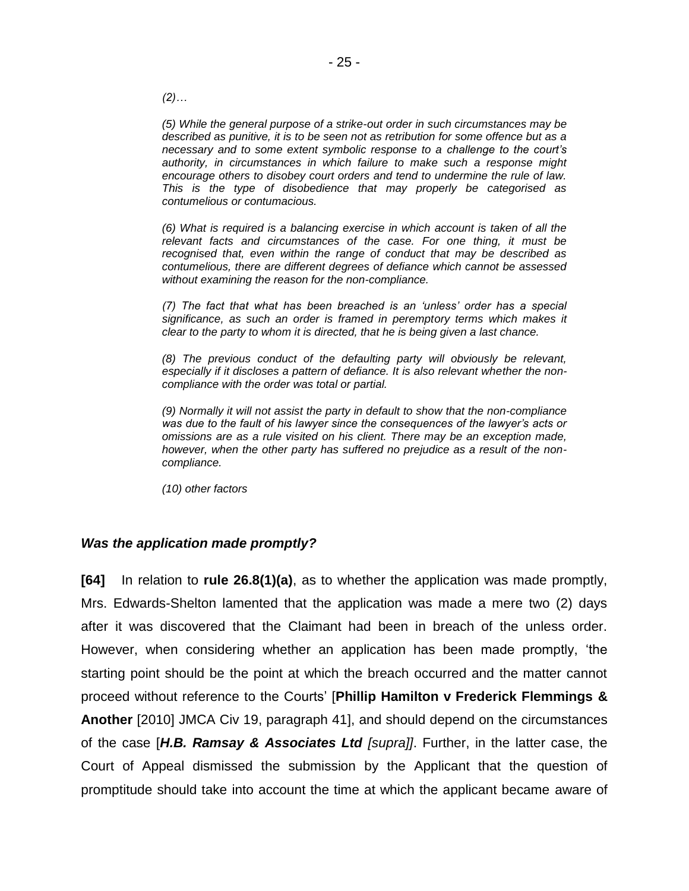> *(2)…*
>
> *(5) While the general purpose of a strike-out order in such circumstances may be described as punitive, it is to be seen not as retribution for some offence but as a necessary and to some extent symbolic response to a challenge to the court's authority, in circumstances in which failure to make such a response might encourage others to disobey court orders and tend to undermine the rule of law. This is the type of disobedience that may properly be categorised as contumelious or contumacious.*
>
> *(6) What is required is a balancing exercise in which account is taken of all the relevant facts and circumstances of the case. For one thing, it must be recognised that, even within the range of conduct that may be described as contumelious, there are different degrees of defiance which cannot be assessed without examining the reason for the non-compliance.*
>
> *(7) The fact that what has been breached is an 'unless' order has a special significance, as such an order is framed in peremptory terms which makes it clear to the party to whom it is directed, that he is being given a last chance.*
>
> *(8) The previous conduct of the defaulting party will obviously be relevant, especially if it discloses a pattern of defiance. It is also relevant whether the non-compliance with the order was total or partial.*
>
> *(9) Normally it will not assist the party in default to show that the non-compliance was due to the fault of his lawyer since the consequences of the lawyer's acts or omissions are as a rule visited on his client. There may be an exception made, however, when the other party has suffered no prejudice as a result of the non-compliance.*
>
> *(10) other factors*

### *Was the application made promptly?*

**[64]** In relation to **rule 26.8(1)(a)**, as to whether the application was made promptly, Mrs. Edwards-Shelton lamented that the application was made a mere two (2) days after it was discovered that the Claimant had been in breach of the unless order. However, when considering whether an application has been made promptly, 'the starting point should be the point at which the breach occurred and the matter cannot proceed without reference to the Courts' [**Phillip Hamilton v Frederick Flemmings & Another** [2010] JMCA Civ 19, paragraph 41], and should depend on the circumstances of the case [***H.B. Ramsay & Associates Ltd*** *[supra]]*. Further, in the latter case, the Court of Appeal dismissed the submission by the Applicant that the question of promptitude should take into account the time at which the applicant became aware of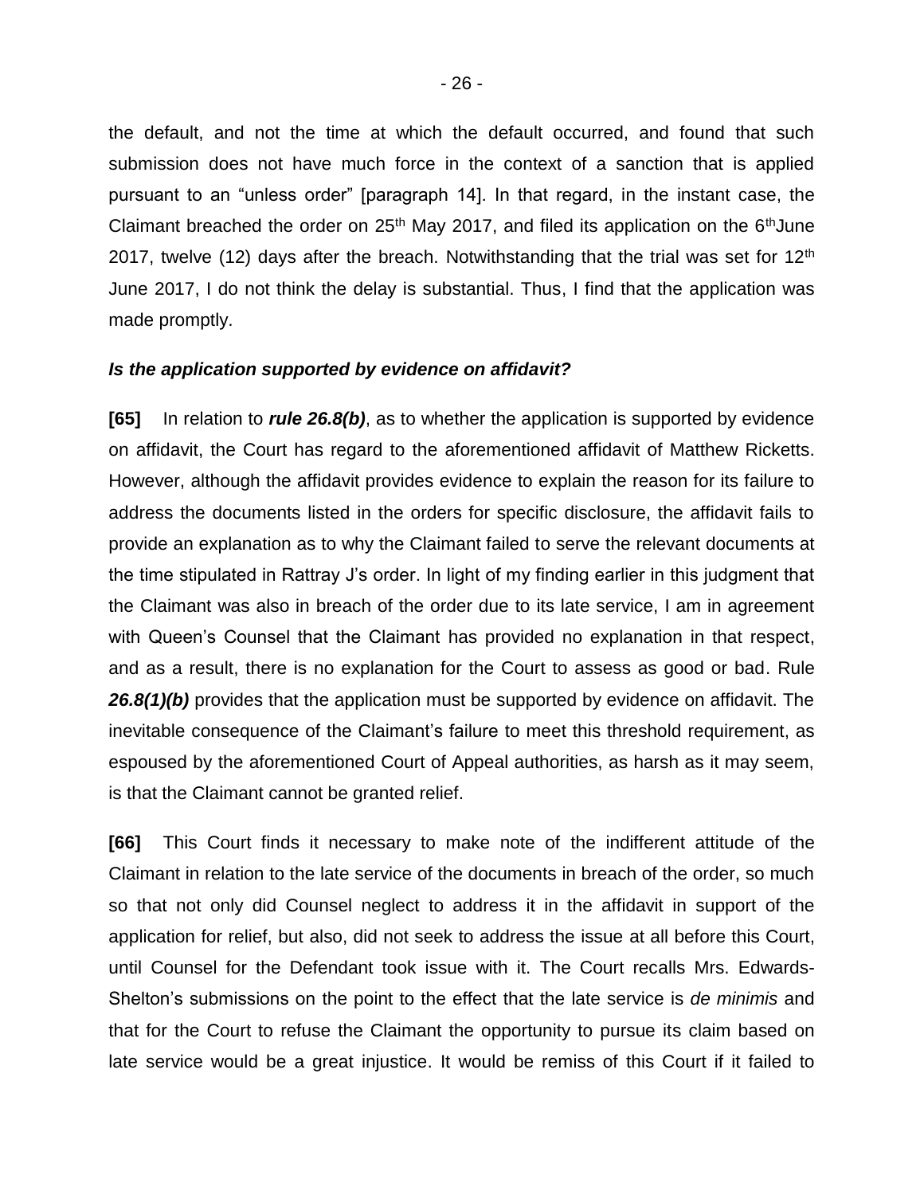the default, and not the time at which the default occurred, and found that such submission does not have much force in the context of a sanction that is applied pursuant to an "unless order" [paragraph 14]. In that regard, in the instant case, the Claimant breached the order on 25th May 2017, and filed its application on the 6thJune 2017, twelve (12) days after the breach. Notwithstanding that the trial was set for 12th June 2017, I do not think the delay is substantial. Thus, I find that the application was made promptly.

***Is the application supported by evidence on affidavit?***

**[65]** In relation to ***rule 26.8(b)***, as to whether the application is supported by evidence on affidavit, the Court has regard to the aforementioned affidavit of Matthew Ricketts. However, although the affidavit provides evidence to explain the reason for its failure to address the documents listed in the orders for specific disclosure, the affidavit fails to provide an explanation as to why the Claimant failed to serve the relevant documents at the time stipulated in Rattray J's order. In light of my finding earlier in this judgment that the Claimant was also in breach of the order due to its late service, I am in agreement with Queen's Counsel that the Claimant has provided no explanation in that respect, and as a result, there is no explanation for the Court to assess as good or bad. Rule ***26.8(1)(b)*** provides that the application must be supported by evidence on affidavit. The inevitable consequence of the Claimant's failure to meet this threshold requirement, as espoused by the aforementioned Court of Appeal authorities, as harsh as it may seem, is that the Claimant cannot be granted relief.

**[66]** This Court finds it necessary to make note of the indifferent attitude of the Claimant in relation to the late service of the documents in breach of the order, so much so that not only did Counsel neglect to address it in the affidavit in support of the application for relief, but also, did not seek to address the issue at all before this Court, until Counsel for the Defendant took issue with it. The Court recalls Mrs. Edwards-Shelton's submissions on the point to the effect that the late service is *de minimis* and that for the Court to refuse the Claimant the opportunity to pursue its claim based on late service would be a great injustice. It would be remiss of this Court if it failed to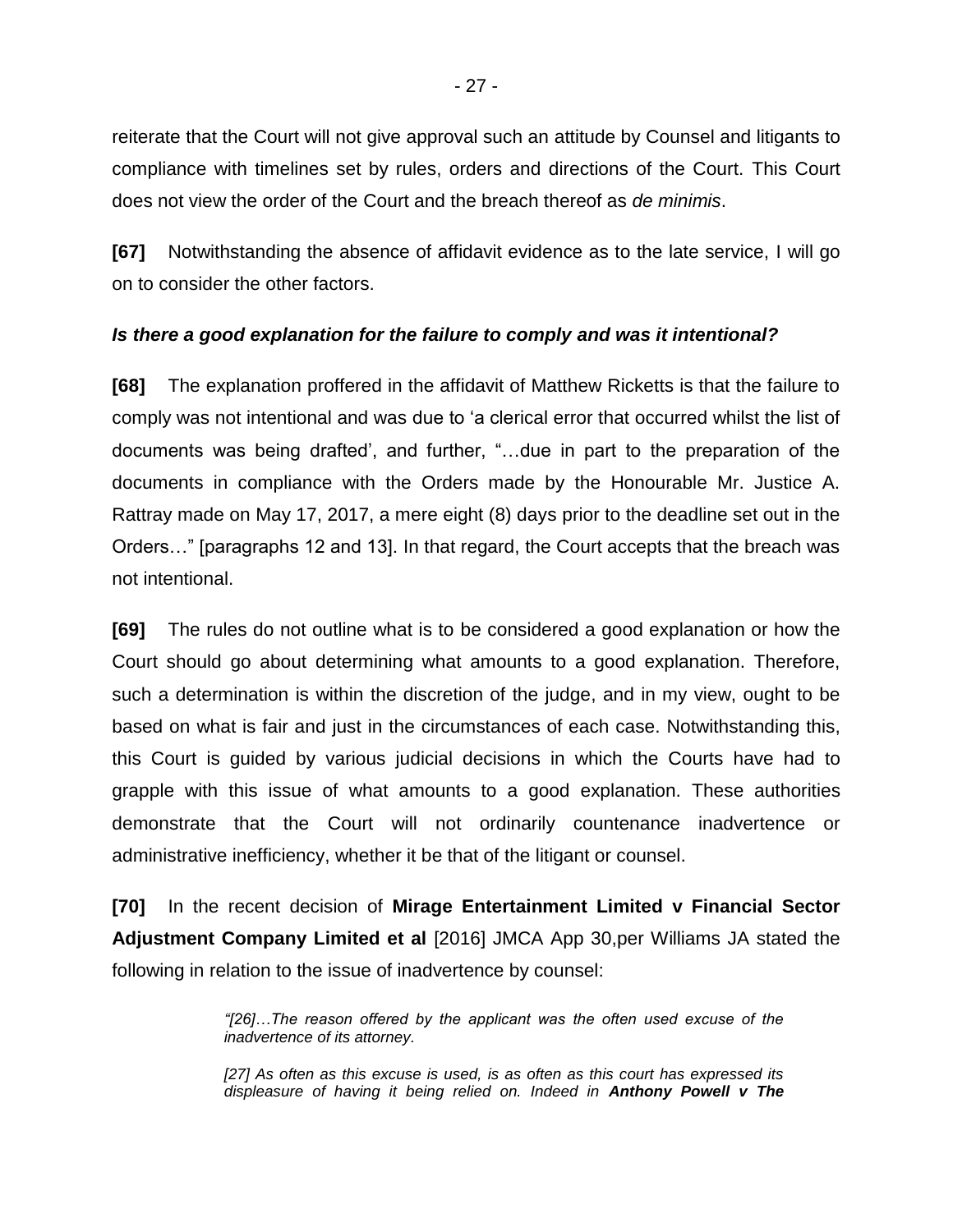reiterate that the Court will not give approval such an attitude by Counsel and litigants to compliance with timelines set by rules, orders and directions of the Court. This Court does not view the order of the Court and the breach thereof as *de minimis*.

**[67]** Notwithstanding the absence of affidavit evidence as to the late service, I will go on to consider the other factors.

***Is there a good explanation for the failure to comply and was it intentional?***

**[68]** The explanation proffered in the affidavit of Matthew Ricketts is that the failure to comply was not intentional and was due to 'a clerical error that occurred whilst the list of documents was being drafted', and further, "…due in part to the preparation of the documents in compliance with the Orders made by the Honourable Mr. Justice A. Rattray made on May 17, 2017, a mere eight (8) days prior to the deadline set out in the Orders…" [paragraphs 12 and 13]. In that regard, the Court accepts that the breach was not intentional.

**[69]** The rules do not outline what is to be considered a good explanation or how the Court should go about determining what amounts to a good explanation. Therefore, such a determination is within the discretion of the judge, and in my view, ought to be based on what is fair and just in the circumstances of each case. Notwithstanding this, this Court is guided by various judicial decisions in which the Courts have had to grapple with this issue of what amounts to a good explanation. These authorities demonstrate that the Court will not ordinarily countenance inadvertence or administrative inefficiency, whether it be that of the litigant or counsel.

**[70]** In the recent decision of **Mirage Entertainment Limited v Financial Sector Adjustment Company Limited et al** [2016] JMCA App 30,per Williams JA stated the following in relation to the issue of inadvertence by counsel:

> *"[26]…The reason offered by the applicant was the often used excuse of the inadvertence of its attorney.*
>
> *[27] As often as this excuse is used, is as often as this court has expressed its displeasure of having it being relied on. Indeed in **Anthony Powell v The***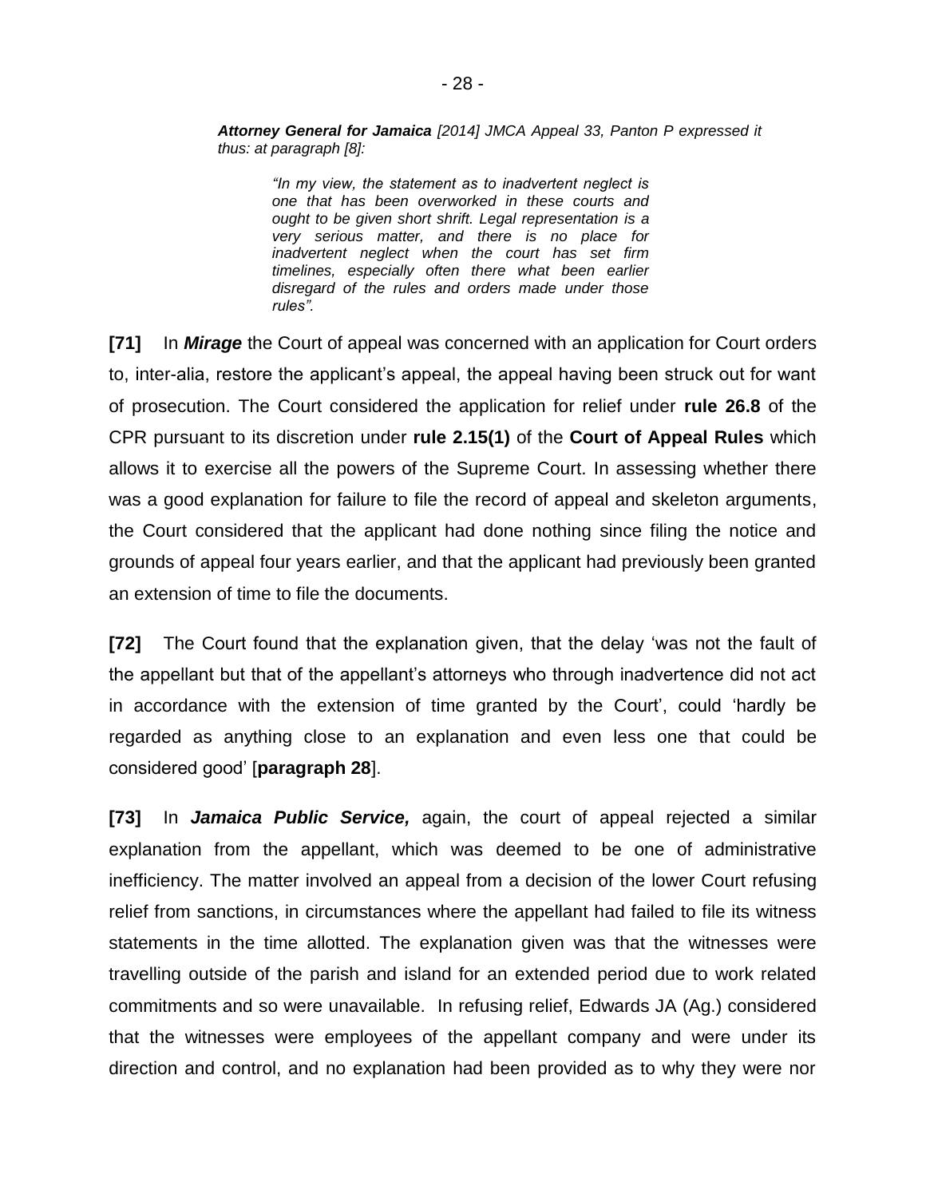***Attorney General for Jamaica*** *[2014] JMCA Appeal 33, Panton P expressed it thus: at paragraph [8]:*

> *"In my view, the statement as to inadvertent neglect is one that has been overworked in these courts and ought to be given short shrift. Legal representation is a very serious matter, and there is no place for inadvertent neglect when the court has set firm timelines, especially often there what been earlier disregard of the rules and orders made under those rules".*

**[71]** In ***Mirage*** the Court of appeal was concerned with an application for Court orders to, inter-alia, restore the applicant's appeal, the appeal having been struck out for want of prosecution. The Court considered the application for relief under **rule 26.8** of the CPR pursuant to its discretion under **rule 2.15(1)** of the **Court of Appeal Rules** which allows it to exercise all the powers of the Supreme Court. In assessing whether there was a good explanation for failure to file the record of appeal and skeleton arguments, the Court considered that the applicant had done nothing since filing the notice and grounds of appeal four years earlier, and that the applicant had previously been granted an extension of time to file the documents.

**[72]** The Court found that the explanation given, that the delay 'was not the fault of the appellant but that of the appellant's attorneys who through inadvertence did not act in accordance with the extension of time granted by the Court', could 'hardly be regarded as anything close to an explanation and even less one that could be considered good' [**paragraph 28**].

**[73]** In ***Jamaica Public Service,*** again, the court of appeal rejected a similar explanation from the appellant, which was deemed to be one of administrative inefficiency. The matter involved an appeal from a decision of the lower Court refusing relief from sanctions, in circumstances where the appellant had failed to file its witness statements in the time allotted. The explanation given was that the witnesses were travelling outside of the parish and island for an extended period due to work related commitments and so were unavailable. In refusing relief, Edwards JA (Ag.) considered that the witnesses were employees of the appellant company and were under its direction and control, and no explanation had been provided as to why they were nor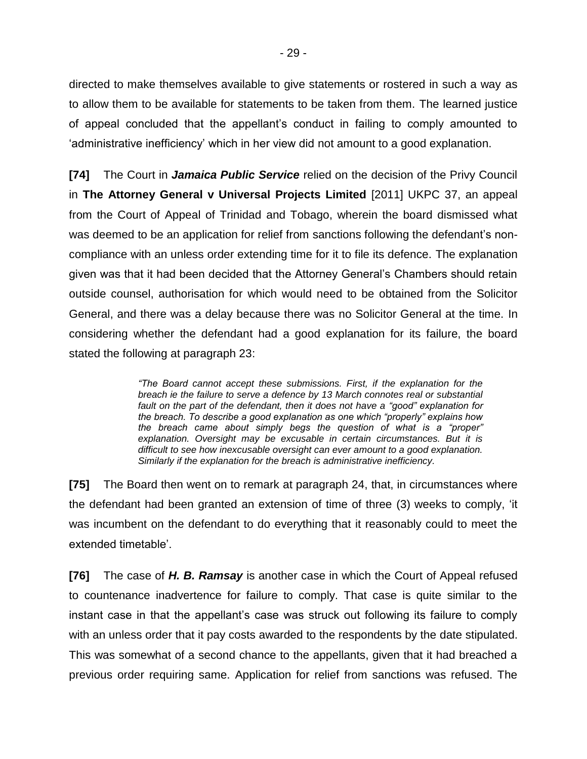directed to make themselves available to give statements or rostered in such a way as to allow them to be available for statements to be taken from them. The learned justice of appeal concluded that the appellant's conduct in failing to comply amounted to 'administrative inefficiency' which in her view did not amount to a good explanation.

**[74]** The Court in ***Jamaica Public Service*** relied on the decision of the Privy Council in **The Attorney General v Universal Projects Limited** [2011] UKPC 37, an appeal from the Court of Appeal of Trinidad and Tobago, wherein the board dismissed what was deemed to be an application for relief from sanctions following the defendant's non-compliance with an unless order extending time for it to file its defence. The explanation given was that it had been decided that the Attorney General's Chambers should retain outside counsel, authorisation for which would need to be obtained from the Solicitor General, and there was a delay because there was no Solicitor General at the time. In considering whether the defendant had a good explanation for its failure, the board stated the following at paragraph 23:

> *"The Board cannot accept these submissions. First, if the explanation for the breach ie the failure to serve a defence by 13 March connotes real or substantial fault on the part of the defendant, then it does not have a "good" explanation for the breach. To describe a good explanation as one which "properly" explains how the breach came about simply begs the question of what is a "proper" explanation. Oversight may be excusable in certain circumstances. But it is difficult to see how inexcusable oversight can ever amount to a good explanation. Similarly if the explanation for the breach is administrative inefficiency.*

**[75]** The Board then went on to remark at paragraph 24, that, in circumstances where the defendant had been granted an extension of time of three (3) weeks to comply, 'it was incumbent on the defendant to do everything that it reasonably could to meet the extended timetable'.

**[76]** The case of ***H. B. Ramsay*** is another case in which the Court of Appeal refused to countenance inadvertence for failure to comply. That case is quite similar to the instant case in that the appellant's case was struck out following its failure to comply with an unless order that it pay costs awarded to the respondents by the date stipulated. This was somewhat of a second chance to the appellants, given that it had breached a previous order requiring same. Application for relief from sanctions was refused. The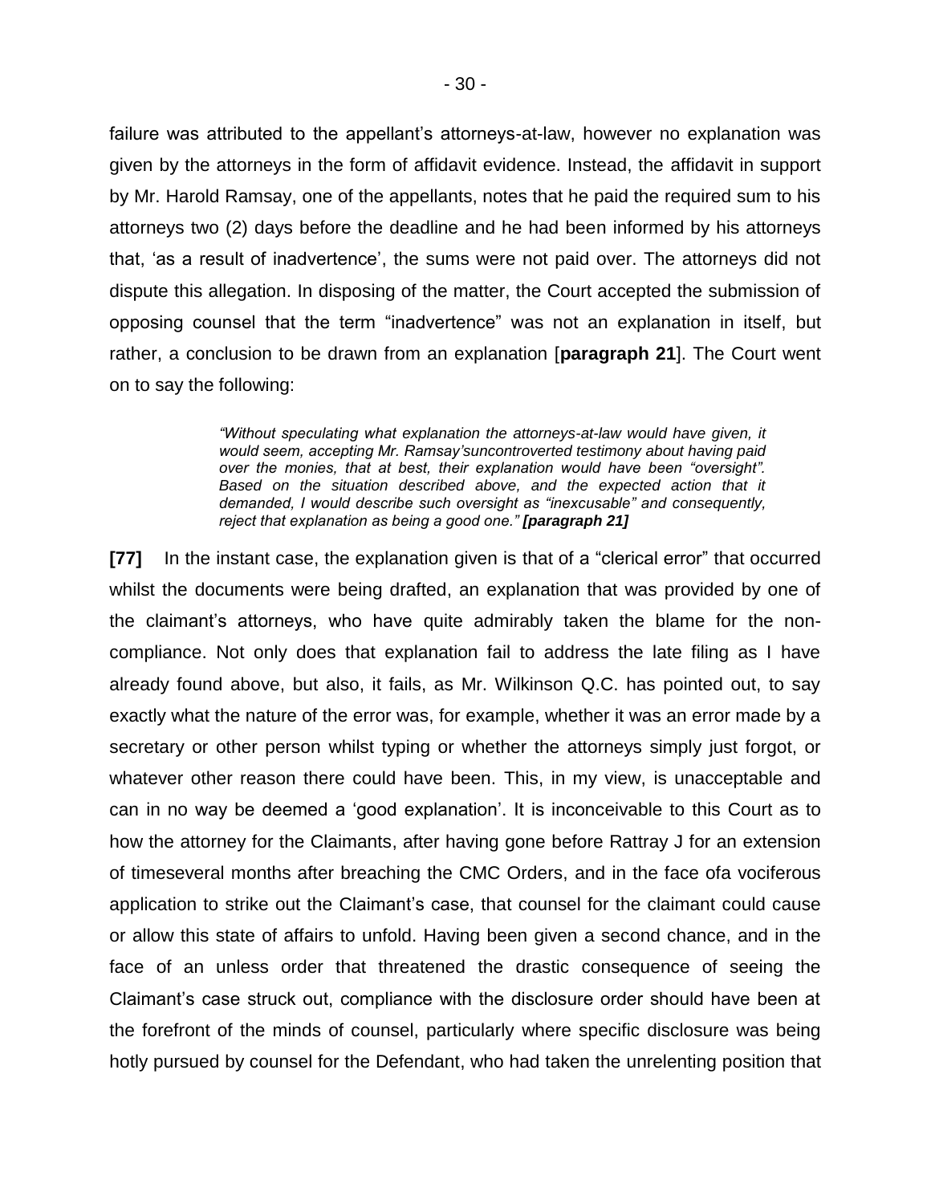failure was attributed to the appellant's attorneys-at-law, however no explanation was given by the attorneys in the form of affidavit evidence. Instead, the affidavit in support by Mr. Harold Ramsay, one of the appellants, notes that he paid the required sum to his attorneys two (2) days before the deadline and he had been informed by his attorneys that, 'as a result of inadvertence', the sums were not paid over. The attorneys did not dispute this allegation. In disposing of the matter, the Court accepted the submission of opposing counsel that the term "inadvertence" was not an explanation in itself, but rather, a conclusion to be drawn from an explanation [**paragraph 21**]. The Court went on to say the following:

> *"Without speculating what explanation the attorneys-at-law would have given, it would seem, accepting Mr. Ramsay'suncontroverted testimony about having paid over the monies, that at best, their explanation would have been "oversight". Based on the situation described above, and the expected action that it demanded, I would describe such oversight as "inexcusable" and consequently, reject that explanation as being a good one." **[paragraph 21]***

**[77]** In the instant case, the explanation given is that of a "clerical error" that occurred whilst the documents were being drafted, an explanation that was provided by one of the claimant's attorneys, who have quite admirably taken the blame for the non-compliance. Not only does that explanation fail to address the late filing as I have already found above, but also, it fails, as Mr. Wilkinson Q.C. has pointed out, to say exactly what the nature of the error was, for example, whether it was an error made by a secretary or other person whilst typing or whether the attorneys simply just forgot, or whatever other reason there could have been. This, in my view, is unacceptable and can in no way be deemed a 'good explanation'. It is inconceivable to this Court as to how the attorney for the Claimants, after having gone before Rattray J for an extension of timeseveral months after breaching the CMC Orders, and in the face ofa vociferous application to strike out the Claimant's case, that counsel for the claimant could cause or allow this state of affairs to unfold. Having been given a second chance, and in the face of an unless order that threatened the drastic consequence of seeing the Claimant's case struck out, compliance with the disclosure order should have been at the forefront of the minds of counsel, particularly where specific disclosure was being hotly pursued by counsel for the Defendant, who had taken the unrelenting position that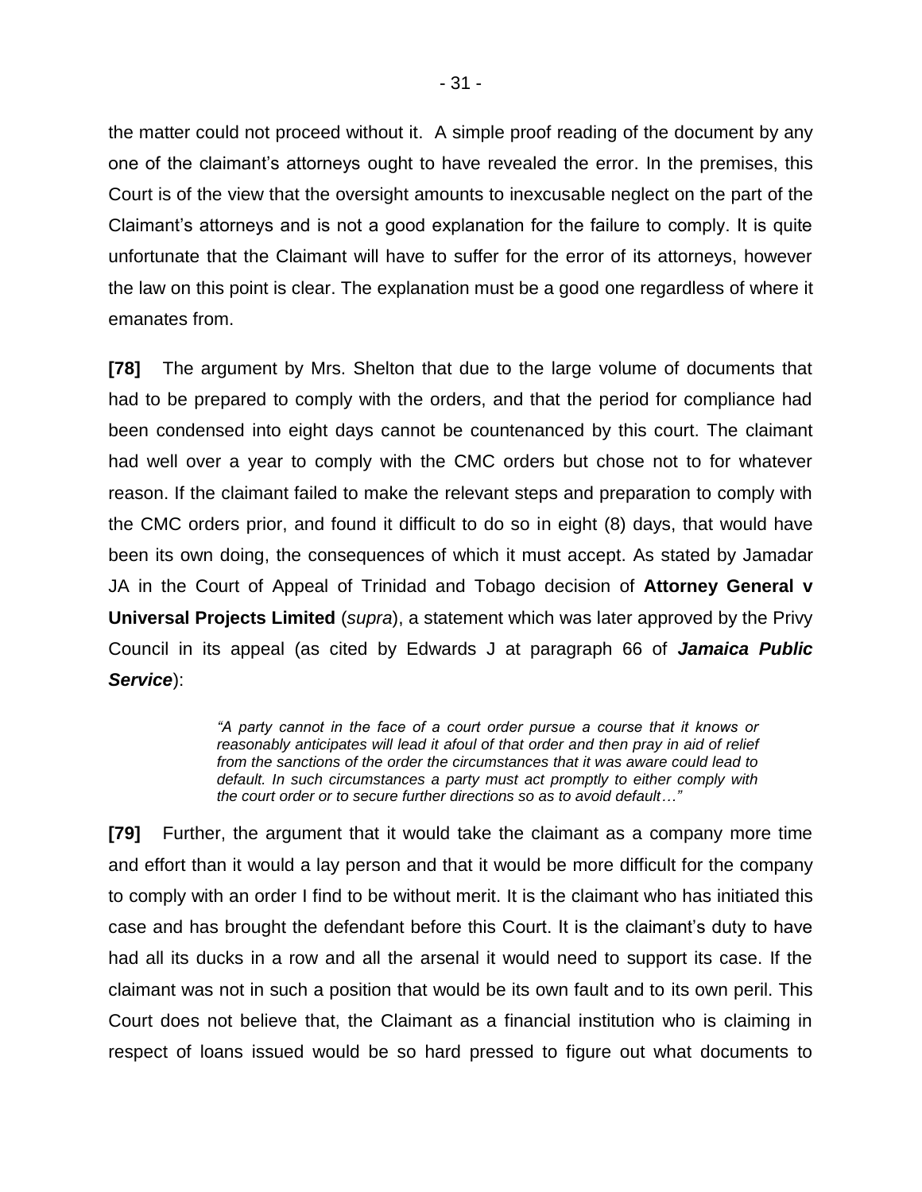the matter could not proceed without it. A simple proof reading of the document by any one of the claimant's attorneys ought to have revealed the error. In the premises, this Court is of the view that the oversight amounts to inexcusable neglect on the part of the Claimant's attorneys and is not a good explanation for the failure to comply. It is quite unfortunate that the Claimant will have to suffer for the error of its attorneys, however the law on this point is clear. The explanation must be a good one regardless of where it emanates from.

**[78]** The argument by Mrs. Shelton that due to the large volume of documents that had to be prepared to comply with the orders, and that the period for compliance had been condensed into eight days cannot be countenanced by this court. The claimant had well over a year to comply with the CMC orders but chose not to for whatever reason. If the claimant failed to make the relevant steps and preparation to comply with the CMC orders prior, and found it difficult to do so in eight (8) days, that would have been its own doing, the consequences of which it must accept. As stated by Jamadar JA in the Court of Appeal of Trinidad and Tobago decision of **Attorney General v Universal Projects Limited** (*supra*), a statement which was later approved by the Privy Council in its appeal (as cited by Edwards J at paragraph 66 of ***Jamaica Public Service***):

> *"A party cannot in the face of a court order pursue a course that it knows or reasonably anticipates will lead it afoul of that order and then pray in aid of relief from the sanctions of the order the circumstances that it was aware could lead to default. In such circumstances a party must act promptly to either comply with the court order or to secure further directions so as to avoid default…"*

**[79]** Further, the argument that it would take the claimant as a company more time and effort than it would a lay person and that it would be more difficult for the company to comply with an order I find to be without merit. It is the claimant who has initiated this case and has brought the defendant before this Court. It is the claimant's duty to have had all its ducks in a row and all the arsenal it would need to support its case. If the claimant was not in such a position that would be its own fault and to its own peril. This Court does not believe that, the Claimant as a financial institution who is claiming in respect of loans issued would be so hard pressed to figure out what documents to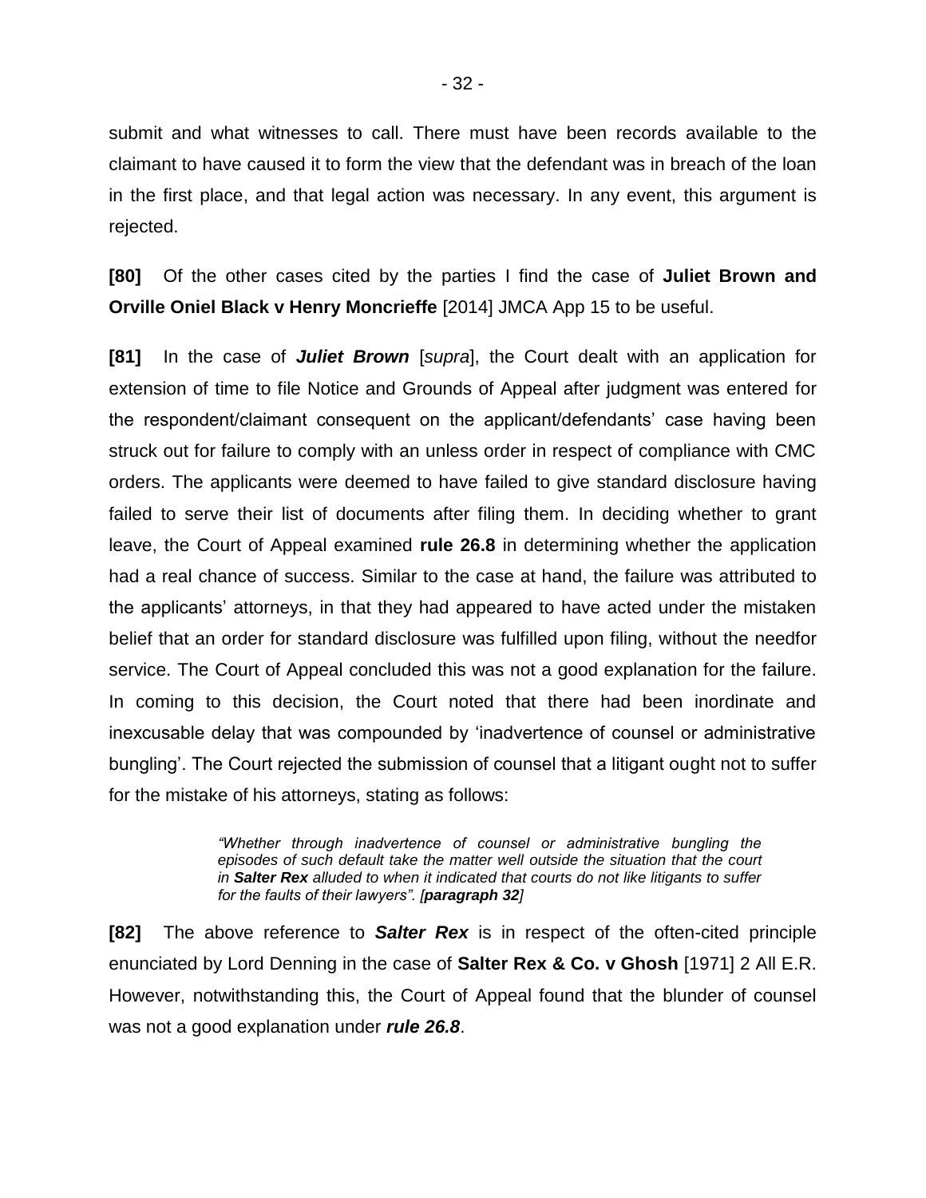submit and what witnesses to call. There must have been records available to the claimant to have caused it to form the view that the defendant was in breach of the loan in the first place, and that legal action was necessary. In any event, this argument is rejected.

**[80]** Of the other cases cited by the parties I find the case of **Juliet Brown and Orville Oniel Black v Henry Moncrieffe** [2014] JMCA App 15 to be useful.

**[81]** In the case of ***Juliet Brown*** [*supra*], the Court dealt with an application for extension of time to file Notice and Grounds of Appeal after judgment was entered for the respondent/claimant consequent on the applicant/defendants' case having been struck out for failure to comply with an unless order in respect of compliance with CMC orders. The applicants were deemed to have failed to give standard disclosure having failed to serve their list of documents after filing them. In deciding whether to grant leave, the Court of Appeal examined **rule 26.8** in determining whether the application had a real chance of success. Similar to the case at hand, the failure was attributed to the applicants' attorneys, in that they had appeared to have acted under the mistaken belief that an order for standard disclosure was fulfilled upon filing, without the needfor service. The Court of Appeal concluded this was not a good explanation for the failure. In coming to this decision, the Court noted that there had been inordinate and inexcusable delay that was compounded by 'inadvertence of counsel or administrative bungling'. The Court rejected the submission of counsel that a litigant ought not to suffer for the mistake of his attorneys, stating as follows:

> *"Whether through inadvertence of counsel or administrative bungling the episodes of such default take the matter well outside the situation that the court in **Salter Rex** alluded to when it indicated that courts do not like litigants to suffer for the faults of their lawyers". [**paragraph 32**]*

**[82]** The above reference to ***Salter Rex*** is in respect of the often-cited principle enunciated by Lord Denning in the case of **Salter Rex & Co. v Ghosh** [1971] 2 All E.R. However, notwithstanding this, the Court of Appeal found that the blunder of counsel was not a good explanation under ***rule 26.8***.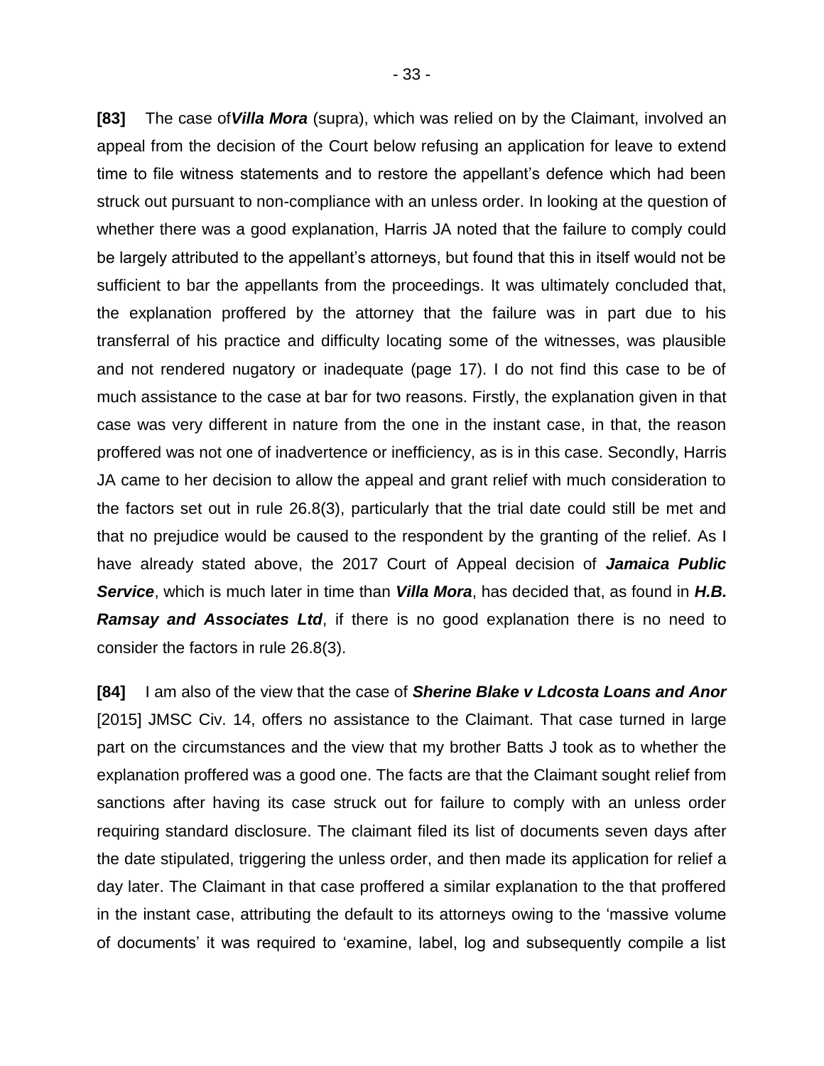**[83]** The case of***Villa Mora*** (supra), which was relied on by the Claimant, involved an appeal from the decision of the Court below refusing an application for leave to extend time to file witness statements and to restore the appellant's defence which had been struck out pursuant to non-compliance with an unless order. In looking at the question of whether there was a good explanation, Harris JA noted that the failure to comply could be largely attributed to the appellant's attorneys, but found that this in itself would not be sufficient to bar the appellants from the proceedings. It was ultimately concluded that, the explanation proffered by the attorney that the failure was in part due to his transferral of his practice and difficulty locating some of the witnesses, was plausible and not rendered nugatory or inadequate (page 17). I do not find this case to be of much assistance to the case at bar for two reasons. Firstly, the explanation given in that case was very different in nature from the one in the instant case, in that, the reason proffered was not one of inadvertence or inefficiency, as is in this case. Secondly, Harris JA came to her decision to allow the appeal and grant relief with much consideration to the factors set out in rule 26.8(3), particularly that the trial date could still be met and that no prejudice would be caused to the respondent by the granting of the relief. As I have already stated above, the 2017 Court of Appeal decision of ***Jamaica Public Service***, which is much later in time than ***Villa Mora***, has decided that, as found in ***H.B. Ramsay and Associates Ltd***, if there is no good explanation there is no need to consider the factors in rule 26.8(3).

**[84]** I am also of the view that the case of ***Sherine Blake v Ldcosta Loans and Anor*** [2015] JMSC Civ. 14, offers no assistance to the Claimant. That case turned in large part on the circumstances and the view that my brother Batts J took as to whether the explanation proffered was a good one. The facts are that the Claimant sought relief from sanctions after having its case struck out for failure to comply with an unless order requiring standard disclosure. The claimant filed its list of documents seven days after the date stipulated, triggering the unless order, and then made its application for relief a day later. The Claimant in that case proffered a similar explanation to the that proffered in the instant case, attributing the default to its attorneys owing to the 'massive volume of documents' it was required to 'examine, label, log and subsequently compile a list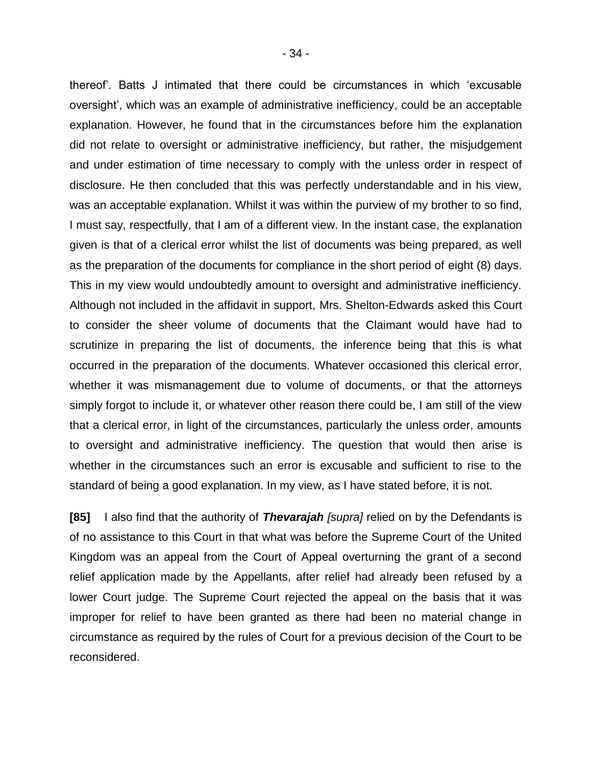thereof'. Batts J intimated that there could be circumstances in which 'excusable oversight', which was an example of administrative inefficiency, could be an acceptable explanation. However, he found that in the circumstances before him the explanation did not relate to oversight or administrative inefficiency, but rather, the misjudgement and under estimation of time necessary to comply with the unless order in respect of disclosure. He then concluded that this was perfectly understandable and in his view, was an acceptable explanation. Whilst it was within the purview of my brother to so find, I must say, respectfully, that I am of a different view. In the instant case, the explanation given is that of a clerical error whilst the list of documents was being prepared, as well as the preparation of the documents for compliance in the short period of eight (8) days. This in my view would undoubtedly amount to oversight and administrative inefficiency. Although not included in the affidavit in support, Mrs. Shelton-Edwards asked this Court to consider the sheer volume of documents that the Claimant would have had to scrutinize in preparing the list of documents, the inference being that this is what occurred in the preparation of the documents. Whatever occasioned this clerical error, whether it was mismanagement due to volume of documents, or that the attorneys simply forgot to include it, or whatever other reason there could be, I am still of the view that a clerical error, in light of the circumstances, particularly the unless order, amounts to oversight and administrative inefficiency. The question that would then arise is whether in the circumstances such an error is excusable and sufficient to rise to the standard of being a good explanation. In my view, as I have stated before, it is not.

**[85]** I also find that the authority of ***Thevarajah*** *[supra]* relied on by the Defendants is of no assistance to this Court in that what was before the Supreme Court of the United Kingdom was an appeal from the Court of Appeal overturning the grant of a second relief application made by the Appellants, after relief had already been refused by a lower Court judge. The Supreme Court rejected the appeal on the basis that it was improper for relief to have been granted as there had been no material change in circumstance as required by the rules of Court for a previous decision of the Court to be reconsidered.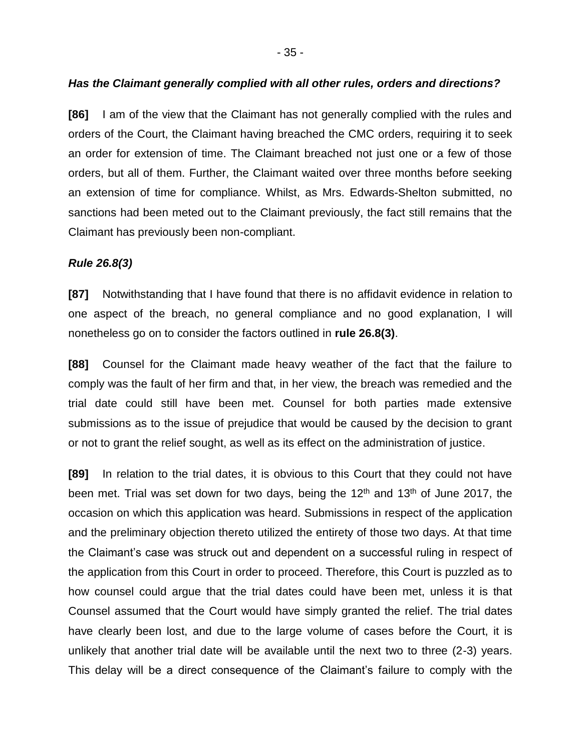***Has the Claimant generally complied with all other rules, orders and directions?***

**[86]** I am of the view that the Claimant has not generally complied with the rules and orders of the Court, the Claimant having breached the CMC orders, requiring it to seek an order for extension of time. The Claimant breached not just one or a few of those orders, but all of them. Further, the Claimant waited over three months before seeking an extension of time for compliance. Whilst, as Mrs. Edwards-Shelton submitted, no sanctions had been meted out to the Claimant previously, the fact still remains that the Claimant has previously been non-compliant.

***Rule 26.8(3)***

**[87]** Notwithstanding that I have found that there is no affidavit evidence in relation to one aspect of the breach, no general compliance and no good explanation, I will nonetheless go on to consider the factors outlined in **rule 26.8(3)**.

**[88]** Counsel for the Claimant made heavy weather of the fact that the failure to comply was the fault of her firm and that, in her view, the breach was remedied and the trial date could still have been met. Counsel for both parties made extensive submissions as to the issue of prejudice that would be caused by the decision to grant or not to grant the relief sought, as well as its effect on the administration of justice.

**[89]** In relation to the trial dates, it is obvious to this Court that they could not have been met. Trial was set down for two days, being the 12th and 13th of June 2017, the occasion on which this application was heard. Submissions in respect of the application and the preliminary objection thereto utilized the entirety of those two days. At that time the Claimant's case was struck out and dependent on a successful ruling in respect of the application from this Court in order to proceed. Therefore, this Court is puzzled as to how counsel could argue that the trial dates could have been met, unless it is that Counsel assumed that the Court would have simply granted the relief. The trial dates have clearly been lost, and due to the large volume of cases before the Court, it is unlikely that another trial date will be available until the next two to three (2-3) years. This delay will be a direct consequence of the Claimant's failure to comply with the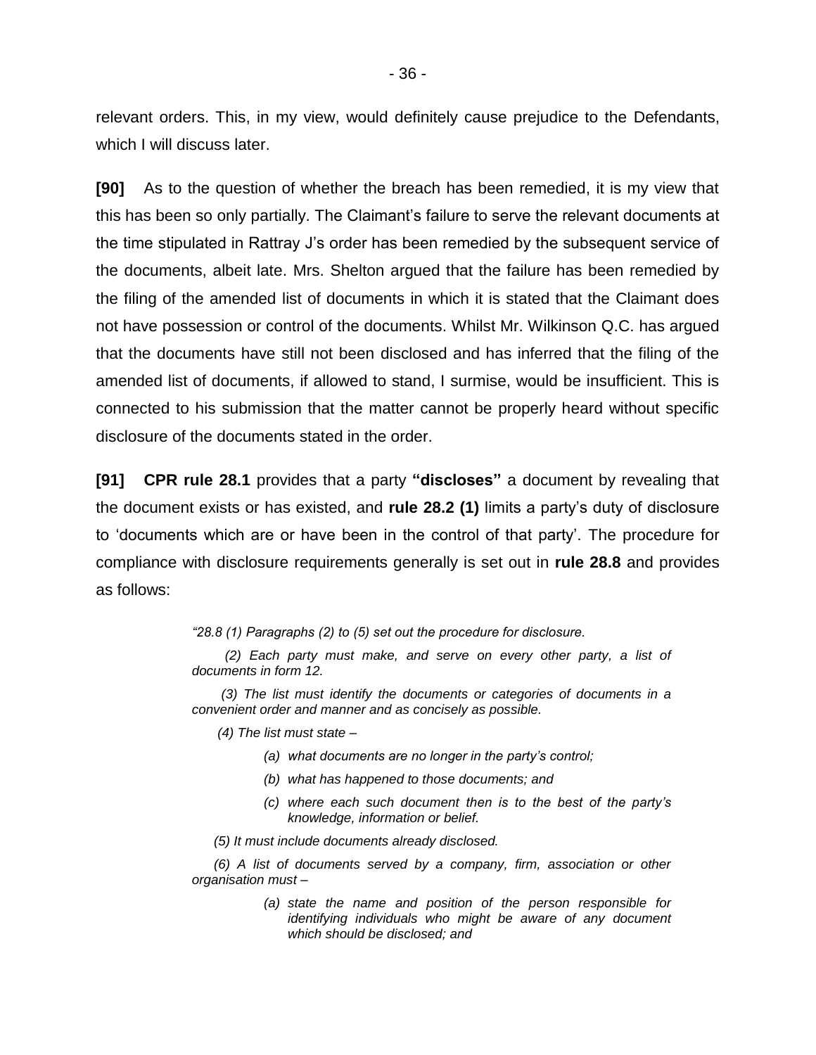relevant orders. This, in my view, would definitely cause prejudice to the Defendants, which I will discuss later.

**[90]** As to the question of whether the breach has been remedied, it is my view that this has been so only partially. The Claimant's failure to serve the relevant documents at the time stipulated in Rattray J's order has been remedied by the subsequent service of the documents, albeit late. Mrs. Shelton argued that the failure has been remedied by the filing of the amended list of documents in which it is stated that the Claimant does not have possession or control of the documents. Whilst Mr. Wilkinson Q.C. has argued that the documents have still not been disclosed and has inferred that the filing of the amended list of documents, if allowed to stand, I surmise, would be insufficient. This is connected to his submission that the matter cannot be properly heard without specific disclosure of the documents stated in the order.

**[91]** **CPR rule 28.1** provides that a party **"discloses"** a document by revealing that the document exists or has existed, and **rule 28.2 (1)** limits a party's duty of disclosure to 'documents which are or have been in the control of that party'. The procedure for compliance with disclosure requirements generally is set out in **rule 28.8** and provides as follows:

> *"28.8 (1) Paragraphs (2) to (5) set out the procedure for disclosure.*
>
> *(2) Each party must make, and serve on every other party, a list of documents in form 12.*
>
> *(3) The list must identify the documents or categories of documents in a convenient order and manner and as concisely as possible.*
>
> *(4) The list must state –*
>
> > *(a) what documents are no longer in the party's control;*
> >
> > *(b) what has happened to those documents; and*
> >
> > *(c) where each such document then is to the best of the party's knowledge, information or belief.*
>
> *(5) It must include documents already disclosed.*
>
> *(6) A list of documents served by a company, firm, association or other organisation must –*
>
> > *(a) state the name and position of the person responsible for identifying individuals who might be aware of any document which should be disclosed; and*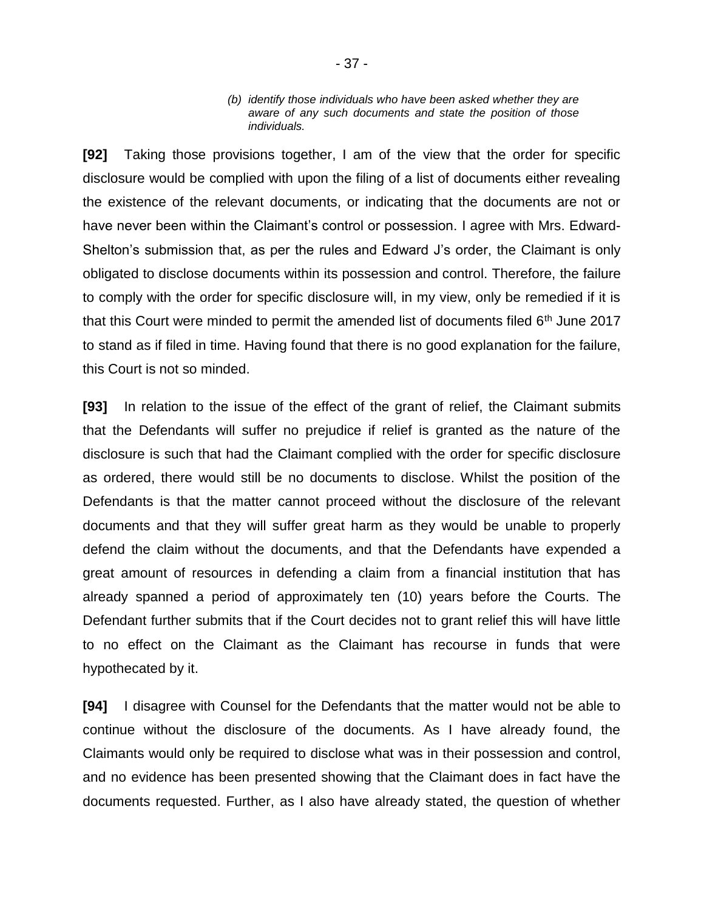> *(b) identify those individuals who have been asked whether they are aware of any such documents and state the position of those individuals.*

**[92]** Taking those provisions together, I am of the view that the order for specific disclosure would be complied with upon the filing of a list of documents either revealing the existence of the relevant documents, or indicating that the documents are not or have never been within the Claimant's control or possession. I agree with Mrs. Edward-Shelton's submission that, as per the rules and Edward J's order, the Claimant is only obligated to disclose documents within its possession and control. Therefore, the failure to comply with the order for specific disclosure will, in my view, only be remedied if it is that this Court were minded to permit the amended list of documents filed 6th June 2017 to stand as if filed in time. Having found that there is no good explanation for the failure, this Court is not so minded.

**[93]** In relation to the issue of the effect of the grant of relief, the Claimant submits that the Defendants will suffer no prejudice if relief is granted as the nature of the disclosure is such that had the Claimant complied with the order for specific disclosure as ordered, there would still be no documents to disclose. Whilst the position of the Defendants is that the matter cannot proceed without the disclosure of the relevant documents and that they will suffer great harm as they would be unable to properly defend the claim without the documents, and that the Defendants have expended a great amount of resources in defending a claim from a financial institution that has already spanned a period of approximately ten (10) years before the Courts. The Defendant further submits that if the Court decides not to grant relief this will have little to no effect on the Claimant as the Claimant has recourse in funds that were hypothecated by it.

**[94]** I disagree with Counsel for the Defendants that the matter would not be able to continue without the disclosure of the documents. As I have already found, the Claimants would only be required to disclose what was in their possession and control, and no evidence has been presented showing that the Claimant does in fact have the documents requested. Further, as I also have already stated, the question of whether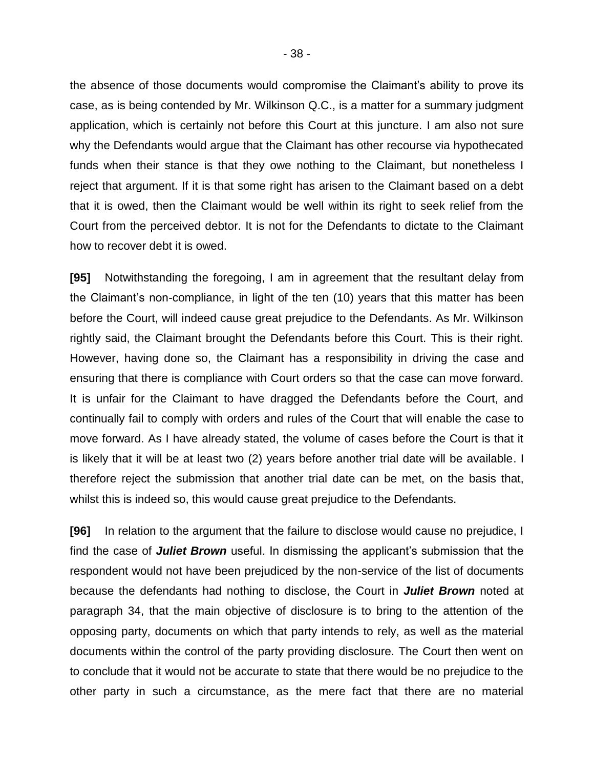the absence of those documents would compromise the Claimant's ability to prove its case, as is being contended by Mr. Wilkinson Q.C., is a matter for a summary judgment application, which is certainly not before this Court at this juncture. I am also not sure why the Defendants would argue that the Claimant has other recourse via hypothecated funds when their stance is that they owe nothing to the Claimant, but nonetheless I reject that argument. If it is that some right has arisen to the Claimant based on a debt that it is owed, then the Claimant would be well within its right to seek relief from the Court from the perceived debtor. It is not for the Defendants to dictate to the Claimant how to recover debt it is owed.

**[95]** Notwithstanding the foregoing, I am in agreement that the resultant delay from the Claimant's non-compliance, in light of the ten (10) years that this matter has been before the Court, will indeed cause great prejudice to the Defendants. As Mr. Wilkinson rightly said, the Claimant brought the Defendants before this Court. This is their right. However, having done so, the Claimant has a responsibility in driving the case and ensuring that there is compliance with Court orders so that the case can move forward. It is unfair for the Claimant to have dragged the Defendants before the Court, and continually fail to comply with orders and rules of the Court that will enable the case to move forward. As I have already stated, the volume of cases before the Court is that it is likely that it will be at least two (2) years before another trial date will be available. I therefore reject the submission that another trial date can be met, on the basis that, whilst this is indeed so, this would cause great prejudice to the Defendants.

**[96]** In relation to the argument that the failure to disclose would cause no prejudice, I find the case of ***Juliet Brown*** useful. In dismissing the applicant's submission that the respondent would not have been prejudiced by the non-service of the list of documents because the defendants had nothing to disclose, the Court in ***Juliet Brown*** noted at paragraph 34, that the main objective of disclosure is to bring to the attention of the opposing party, documents on which that party intends to rely, as well as the material documents within the control of the party providing disclosure. The Court then went on to conclude that it would not be accurate to state that there would be no prejudice to the other party in such a circumstance, as the mere fact that there are no material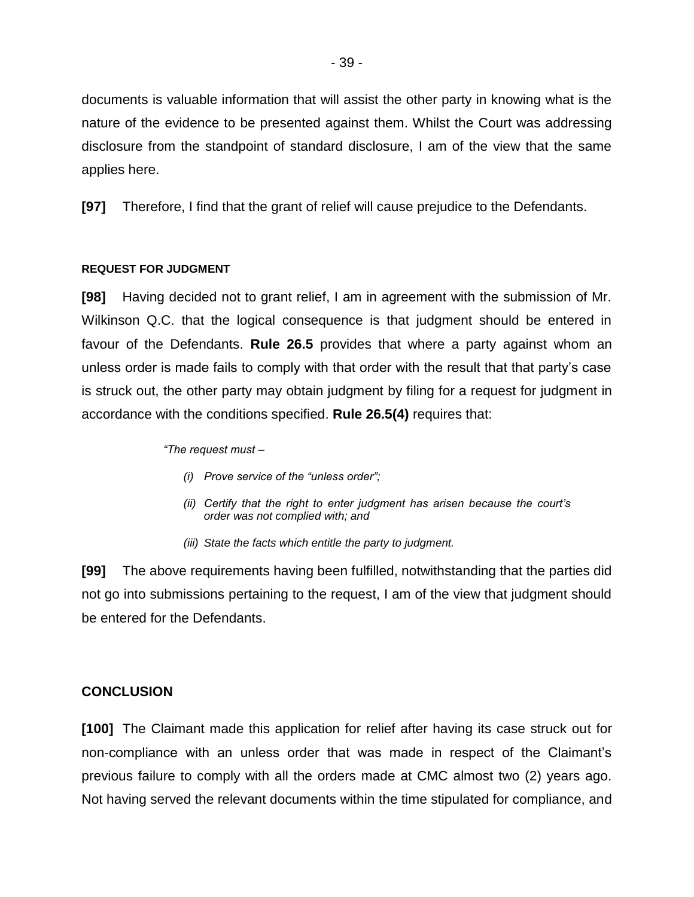documents is valuable information that will assist the other party in knowing what is the nature of the evidence to be presented against them. Whilst the Court was addressing disclosure from the standpoint of standard disclosure, I am of the view that the same applies here.

**[97]** Therefore, I find that the grant of relief will cause prejudice to the Defendants.

#### REQUEST FOR JUDGMENT

**[98]** Having decided not to grant relief, I am in agreement with the submission of Mr. Wilkinson Q.C. that the logical consequence is that judgment should be entered in favour of the Defendants. **Rule 26.5** provides that where a party against whom an unless order is made fails to comply with that order with the result that that party's case is struck out, the other party may obtain judgment by filing for a request for judgment in accordance with the conditions specified. **Rule 26.5(4)** requires that:

> *"The request must –*
>
> *(i) Prove service of the "unless order";*
>
> *(ii) Certify that the right to enter judgment has arisen because the court's order was not complied with; and*
>
> *(iii) State the facts which entitle the party to judgment.*

**[99]** The above requirements having been fulfilled, notwithstanding that the parties did not go into submissions pertaining to the request, I am of the view that judgment should be entered for the Defendants.

### CONCLUSION

**[100]** The Claimant made this application for relief after having its case struck out for non-compliance with an unless order that was made in respect of the Claimant's previous failure to comply with all the orders made at CMC almost two (2) years ago. Not having served the relevant documents within the time stipulated for compliance, and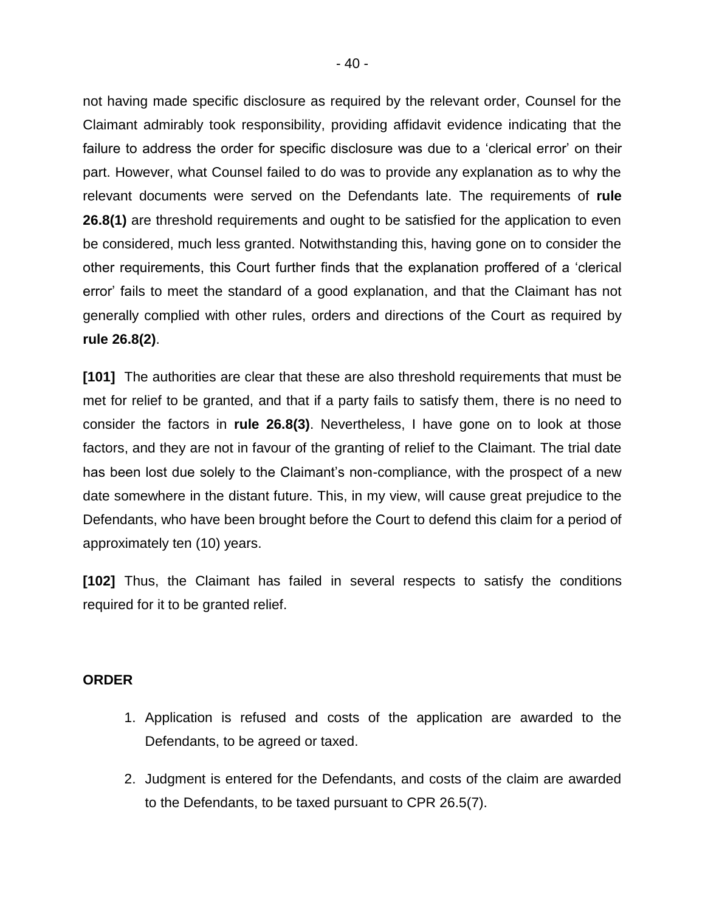not having made specific disclosure as required by the relevant order, Counsel for the Claimant admirably took responsibility, providing affidavit evidence indicating that the failure to address the order for specific disclosure was due to a 'clerical error' on their part. However, what Counsel failed to do was to provide any explanation as to why the relevant documents were served on the Defendants late. The requirements of **rule 26.8(1)** are threshold requirements and ought to be satisfied for the application to even be considered, much less granted. Notwithstanding this, having gone on to consider the other requirements, this Court further finds that the explanation proffered of a 'clerical error' fails to meet the standard of a good explanation, and that the Claimant has not generally complied with other rules, orders and directions of the Court as required by **rule 26.8(2)**.

**[101]** The authorities are clear that these are also threshold requirements that must be met for relief to be granted, and that if a party fails to satisfy them, there is no need to consider the factors in **rule 26.8(3)**. Nevertheless, I have gone on to look at those factors, and they are not in favour of the granting of relief to the Claimant. The trial date has been lost due solely to the Claimant's non-compliance, with the prospect of a new date somewhere in the distant future. This, in my view, will cause great prejudice to the Defendants, who have been brought before the Court to defend this claim for a period of approximately ten (10) years.

**[102]** Thus, the Claimant has failed in several respects to satisfy the conditions required for it to be granted relief.

**ORDER**

1. Application is refused and costs of the application are awarded to the Defendants, to be agreed or taxed.

2. Judgment is entered for the Defendants, and costs of the claim are awarded to the Defendants, to be taxed pursuant to CPR 26.5(7).